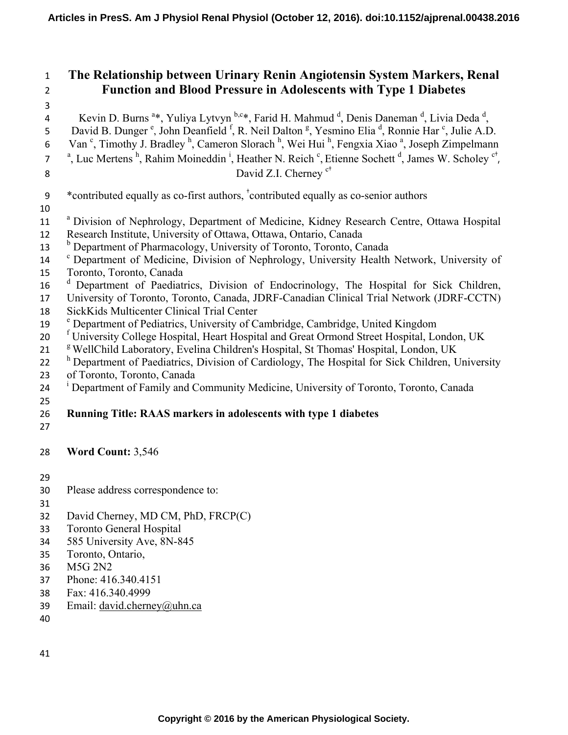# The Relationship between Urinary Renin Angiotensin System Markers, Renal Function and Blood Pressure in Adolescents with Type 1 Diabetes

Kevin D. Burns [a]*, Yuliya Lytvyn [b,c]*, Farid H. Mahmud [d], Denis Daneman [d], Livia Deda [d], David B. Dunger [e], John Deanfield [f], R. Neil Dalton [g], Yesmino Elia [d], Ronnie Har [c], Julie A.D. Van [c], Timothy J. Bradley [h], Cameron Slorach [h], Wei Hui [h], Fengxia Xiao [a], Joseph Zimpelmann [a], Luc Mertens [h], Rahim Moineddin [i], Heather N. Reich [c], Etienne Sochett [d], James W. Scholey [c†], David Z.I. Cherney [c†]

*contributed equally as co-first authors, †contributed equally as co-senior authors

[a] Division of Nephrology, Department of Medicine, Kidney Research Centre, Ottawa Hospital Research Institute, University of Ottawa, Ottawa, Ontario, Canada
[b] Department of Pharmacology, University of Toronto, Toronto, Canada
[c] Department of Medicine, Division of Nephrology, University Health Network, University of Toronto, Toronto, Canada
[d] Department of Paediatrics, Division of Endocrinology, The Hospital for Sick Children, University of Toronto, Toronto, Canada, JDRF-Canadian Clinical Trial Network (JDRF-CCTN) SickKids Multicenter Clinical Trial Center
[e] Department of Pediatrics, University of Cambridge, Cambridge, United Kingdom
[f] University College Hospital, Heart Hospital and Great Ormond Street Hospital, London, UK
[g] WellChild Laboratory, Evelina Children's Hospital, St Thomas' Hospital, London, UK
[h] Department of Paediatrics, Division of Cardiology, The Hospital for Sick Children, University of Toronto, Toronto, Canada
[i] Department of Family and Community Medicine, University of Toronto, Toronto, Canada

**Running Title: RAAS markers in adolescents with type 1 diabetes**

**Word Count:** 3,546

Please address correspondence to:

David Cherney, MD CM, PhD, FRCP(C)
Toronto General Hospital
585 University Ave, 8N-845
Toronto, Ontario,
M5G 2N2
Phone: 416.340.4151
Fax: 416.340.4999
Email: david.cherney@uhn.ca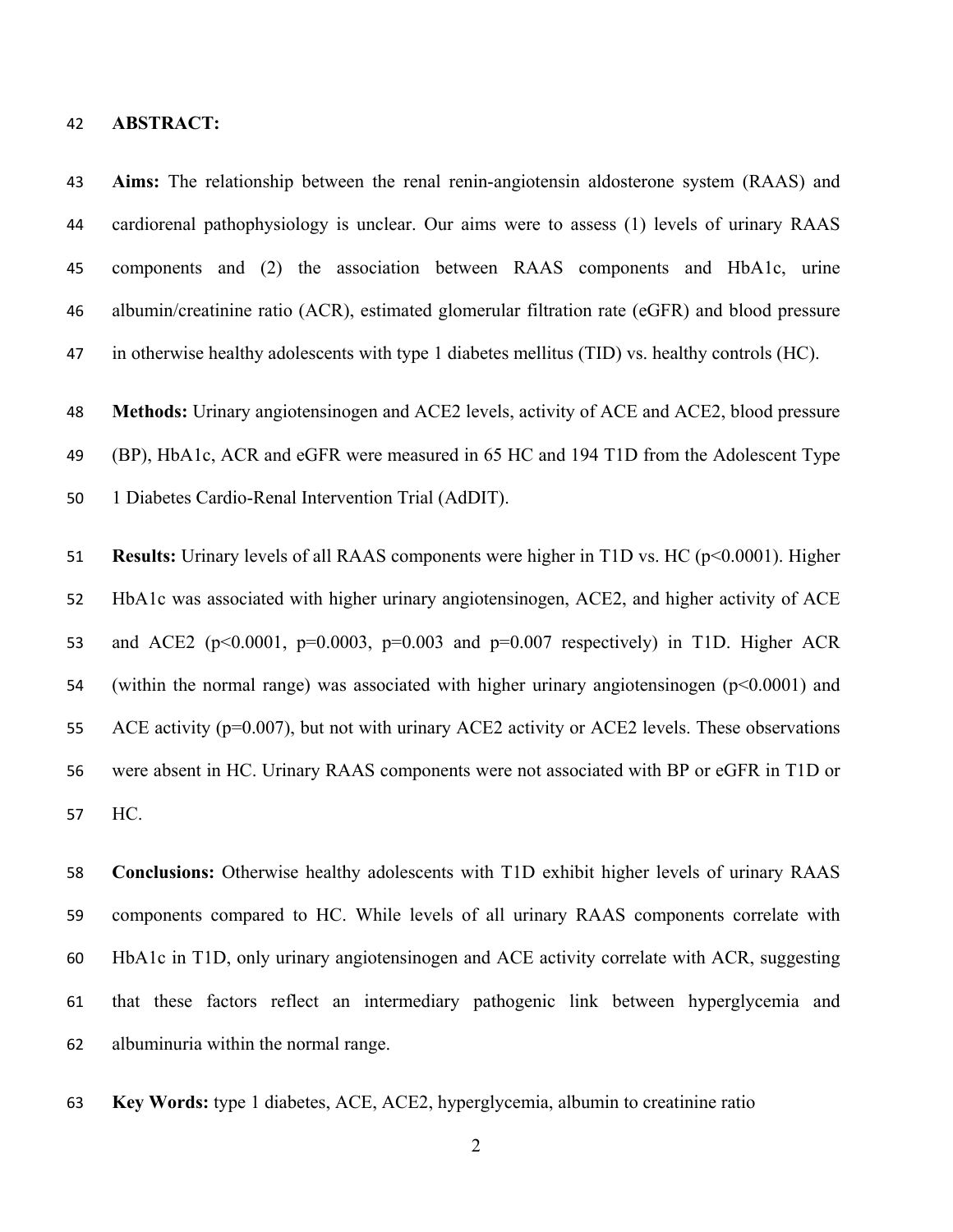## ABSTRACT:

**Aims:** The relationship between the renal renin-angiotensin aldosterone system (RAAS) and cardiorenal pathophysiology is unclear. Our aims were to assess (1) levels of urinary RAAS components and (2) the association between RAAS components and HbA1c, urine albumin/creatinine ratio (ACR), estimated glomerular filtration rate (eGFR) and blood pressure in otherwise healthy adolescents with type 1 diabetes mellitus (TID) vs. healthy controls (HC).

**Methods:** Urinary angiotensinogen and ACE2 levels, activity of ACE and ACE2, blood pressure (BP), HbA1c, ACR and eGFR were measured in 65 HC and 194 T1D from the Adolescent Type 1 Diabetes Cardio-Renal Intervention Trial (AdDIT).

**Results:** Urinary levels of all RAAS components were higher in T1D vs. HC ($p<0.0001$). Higher HbA1c was associated with higher urinary angiotensinogen, ACE2, and higher activity of ACE and ACE2 ($p<0.0001$, $p=0.0003$, $p=0.003$ and $p=0.007$ respectively) in T1D. Higher ACR (within the normal range) was associated with higher urinary angiotensinogen ($p<0.0001$) and ACE activity ($p=0.007$), but not with urinary ACE2 activity or ACE2 levels. These observations were absent in HC. Urinary RAAS components were not associated with BP or eGFR in T1D or HC.

**Conclusions:** Otherwise healthy adolescents with T1D exhibit higher levels of urinary RAAS components compared to HC. While levels of all urinary RAAS components correlate with HbA1c in T1D, only urinary angiotensinogen and ACE activity correlate with ACR, suggesting that these factors reflect an intermediary pathogenic link between hyperglycemia and albuminuria within the normal range.

**Key Words:** type 1 diabetes, ACE, ACE2, hyperglycemia, albumin to creatinine ratio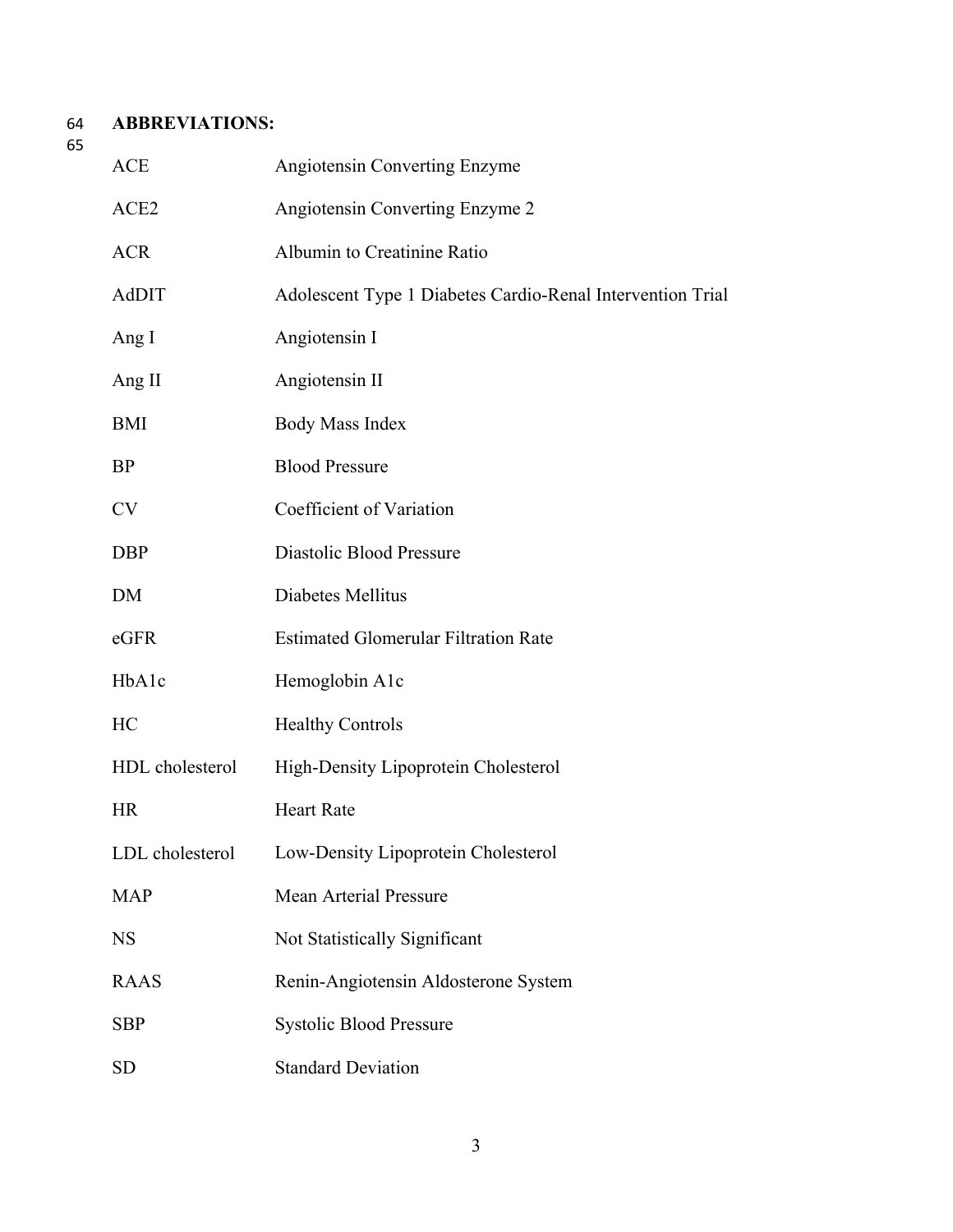**ABBREVIATIONS:**

| | |
|---|---|
| ACE | Angiotensin Converting Enzyme |
| ACE2 | Angiotensin Converting Enzyme 2 |
| ACR | Albumin to Creatinine Ratio |
| AdDIT | Adolescent Type 1 Diabetes Cardio-Renal Intervention Trial |
| Ang I | Angiotensin I |
| Ang II | Angiotensin II |
| BMI | Body Mass Index |
| BP | Blood Pressure |
| CV | Coefficient of Variation |
| DBP | Diastolic Blood Pressure |
| DM | Diabetes Mellitus |
| eGFR | Estimated Glomerular Filtration Rate |
| HbA1c | Hemoglobin A1c |
| HC | Healthy Controls |
| HDL cholesterol | High-Density Lipoprotein Cholesterol |
| HR | Heart Rate |
| LDL cholesterol | Low-Density Lipoprotein Cholesterol |
| MAP | Mean Arterial Pressure |
| NS | Not Statistically Significant |
| RAAS | Renin-Angiotensin Aldosterone System |
| SBP | Systolic Blood Pressure |
| SD | Standard Deviation |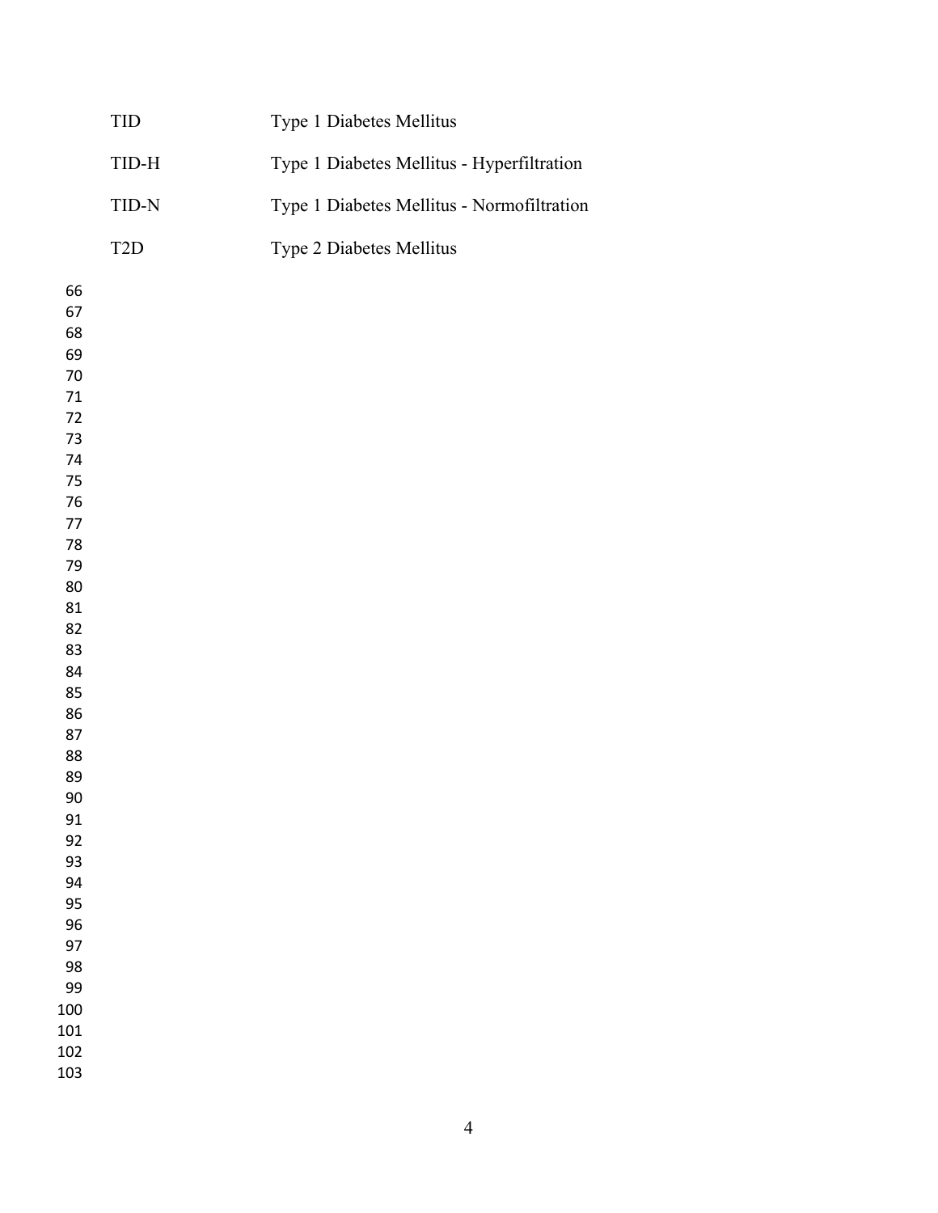| | |
|---|---|
| TID | Type 1 Diabetes Mellitus |
| TID-H | Type 1 Diabetes Mellitus - Hyperfiltration |
| TID-N | Type 1 Diabetes Mellitus - Normofiltration |
| T2D | Type 2 Diabetes Mellitus |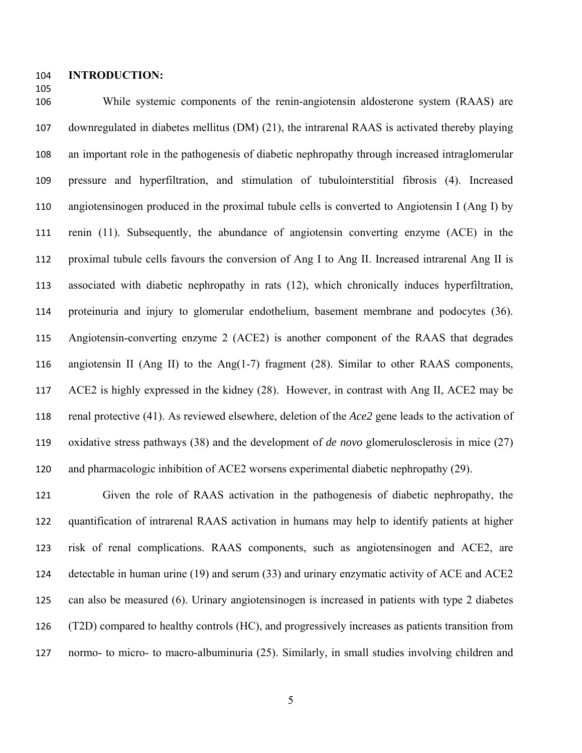## INTRODUCTION:

While systemic components of the renin-angiotensin aldosterone system (RAAS) are downregulated in diabetes mellitus (DM) (21), the intrarenal RAAS is activated thereby playing an important role in the pathogenesis of diabetic nephropathy through increased intraglomerular pressure and hyperfiltration, and stimulation of tubulointerstitial fibrosis (4). Increased angiotensinogen produced in the proximal tubule cells is converted to Angiotensin I (Ang I) by renin (11). Subsequently, the abundance of angiotensin converting enzyme (ACE) in the proximal tubule cells favours the conversion of Ang I to Ang II. Increased intrarenal Ang II is associated with diabetic nephropathy in rats (12), which chronically induces hyperfiltration, proteinuria and injury to glomerular endothelium, basement membrane and podocytes (36). Angiotensin-converting enzyme 2 (ACE2) is another component of the RAAS that degrades angiotensin II (Ang II) to the Ang(1-7) fragment (28). Similar to other RAAS components, ACE2 is highly expressed in the kidney (28). However, in contrast with Ang II, ACE2 may be renal protective (41). As reviewed elsewhere, deletion of the *Ace2* gene leads to the activation of oxidative stress pathways (38) and the development of *de novo* glomerulosclerosis in mice (27) and pharmacologic inhibition of ACE2 worsens experimental diabetic nephropathy (29).

Given the role of RAAS activation in the pathogenesis of diabetic nephropathy, the quantification of intrarenal RAAS activation in humans may help to identify patients at higher risk of renal complications. RAAS components, such as angiotensinogen and ACE2, are detectable in human urine (19) and serum (33) and urinary enzymatic activity of ACE and ACE2 can also be measured (6). Urinary angiotensinogen is increased in patients with type 2 diabetes (T2D) compared to healthy controls (HC), and progressively increases as patients transition from normo- to micro- to macro-albuminuria (25). Similarly, in small studies involving children and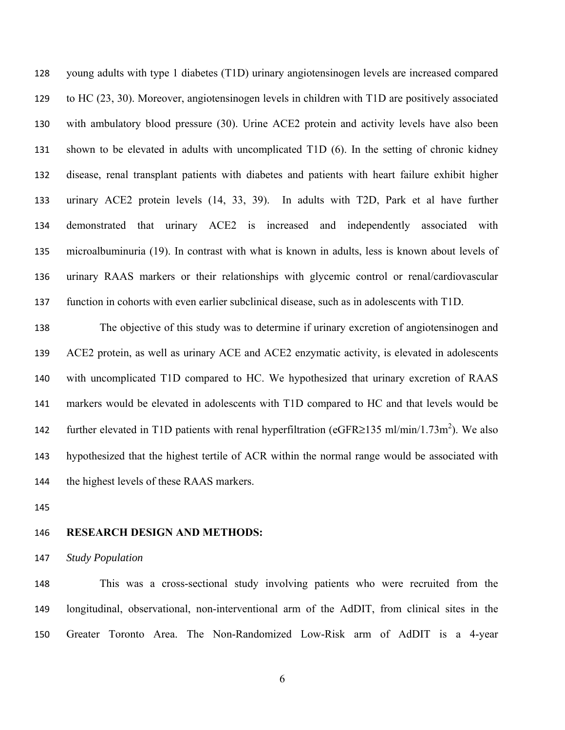young adults with type 1 diabetes (T1D) urinary angiotensinogen levels are increased compared to HC (23, 30). Moreover, angiotensinogen levels in children with T1D are positively associated with ambulatory blood pressure (30). Urine ACE2 protein and activity levels have also been shown to be elevated in adults with uncomplicated T1D (6). In the setting of chronic kidney disease, renal transplant patients with diabetes and patients with heart failure exhibit higher urinary ACE2 protein levels (14, 33, 39). In adults with T2D, Park et al have further demonstrated that urinary ACE2 is increased and independently associated with microalbuminuria (19). In contrast with what is known in adults, less is known about levels of urinary RAAS markers or their relationships with glycemic control or renal/cardiovascular function in cohorts with even earlier subclinical disease, such as in adolescents with T1D.

The objective of this study was to determine if urinary excretion of angiotensinogen and ACE2 protein, as well as urinary ACE and ACE2 enzymatic activity, is elevated in adolescents with uncomplicated T1D compared to HC. We hypothesized that urinary excretion of RAAS markers would be elevated in adolescents with T1D compared to HC and that levels would be further elevated in T1D patients with renal hyperfiltration (eGFR≥135 ml/min/1.73m$^2$). We also hypothesized that the highest tertile of ACR within the normal range would be associated with the highest levels of these RAAS markers.

## RESEARCH DESIGN AND METHODS:

### *Study Population*

This was a cross-sectional study involving patients who were recruited from the longitudinal, observational, non-interventional arm of the AdDIT, from clinical sites in the Greater Toronto Area. The Non-Randomized Low-Risk arm of AdDIT is a 4-year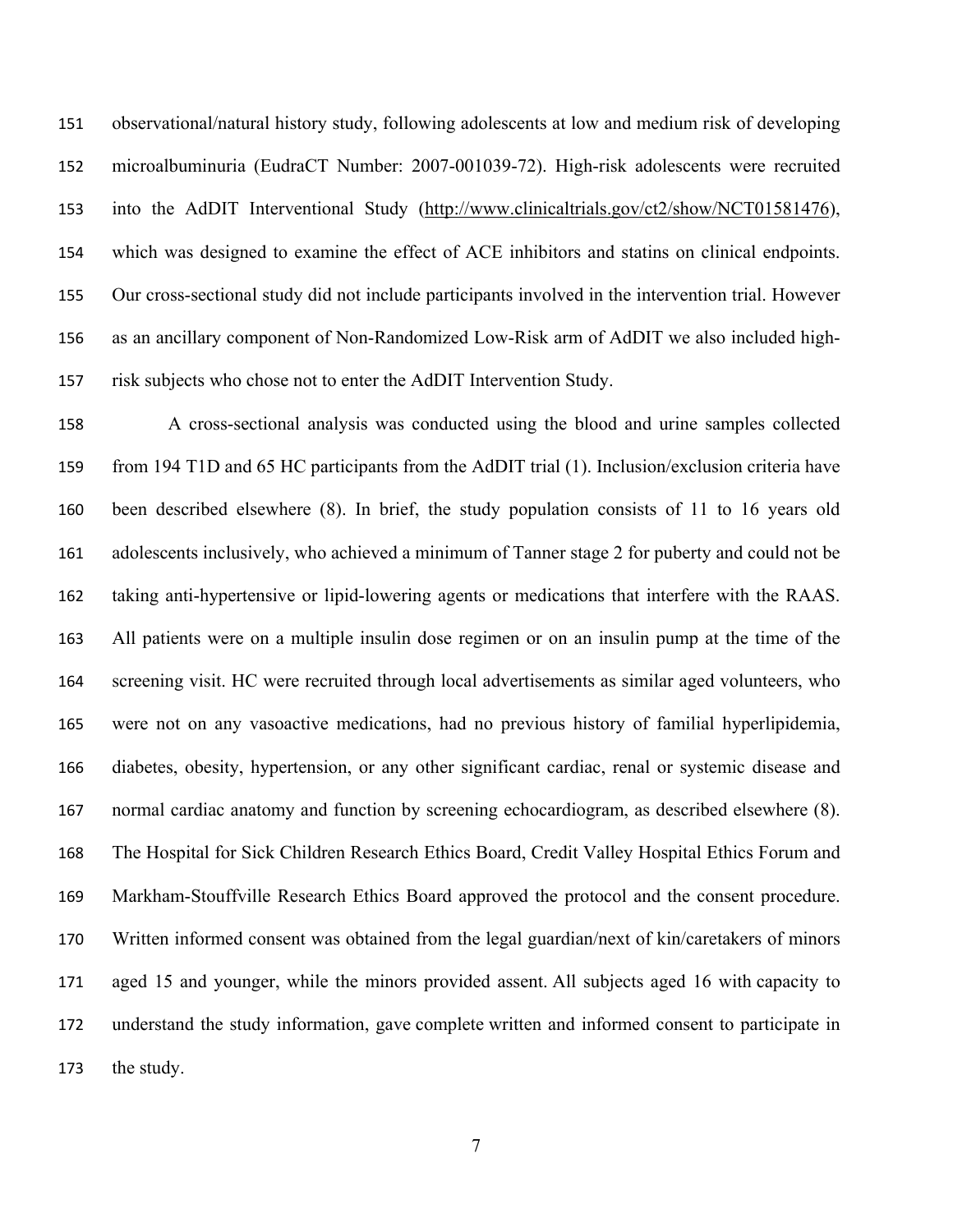observational/natural history study, following adolescents at low and medium risk of developing microalbuminuria (EudraCT Number: 2007-001039-72). High-risk adolescents were recruited into the AdDIT Interventional Study (http://www.clinicaltrials.gov/ct2/show/NCT01581476), which was designed to examine the effect of ACE inhibitors and statins on clinical endpoints. Our cross-sectional study did not include participants involved in the intervention trial. However as an ancillary component of Non-Randomized Low-Risk arm of AdDIT we also included high-risk subjects who chose not to enter the AdDIT Intervention Study.

A cross-sectional analysis was conducted using the blood and urine samples collected from 194 T1D and 65 HC participants from the AdDIT trial (1). Inclusion/exclusion criteria have been described elsewhere (8). In brief, the study population consists of 11 to 16 years old adolescents inclusively, who achieved a minimum of Tanner stage 2 for puberty and could not be taking anti-hypertensive or lipid-lowering agents or medications that interfere with the RAAS. All patients were on a multiple insulin dose regimen or on an insulin pump at the time of the screening visit. HC were recruited through local advertisements as similar aged volunteers, who were not on any vasoactive medications, had no previous history of familial hyperlipidemia, diabetes, obesity, hypertension, or any other significant cardiac, renal or systemic disease and normal cardiac anatomy and function by screening echocardiogram, as described elsewhere (8). The Hospital for Sick Children Research Ethics Board, Credit Valley Hospital Ethics Forum and Markham-Stouffville Research Ethics Board approved the protocol and the consent procedure. Written informed consent was obtained from the legal guardian/next of kin/caretakers of minors aged 15 and younger, while the minors provided assent. All subjects aged 16 with capacity to understand the study information, gave complete written and informed consent to participate in the study.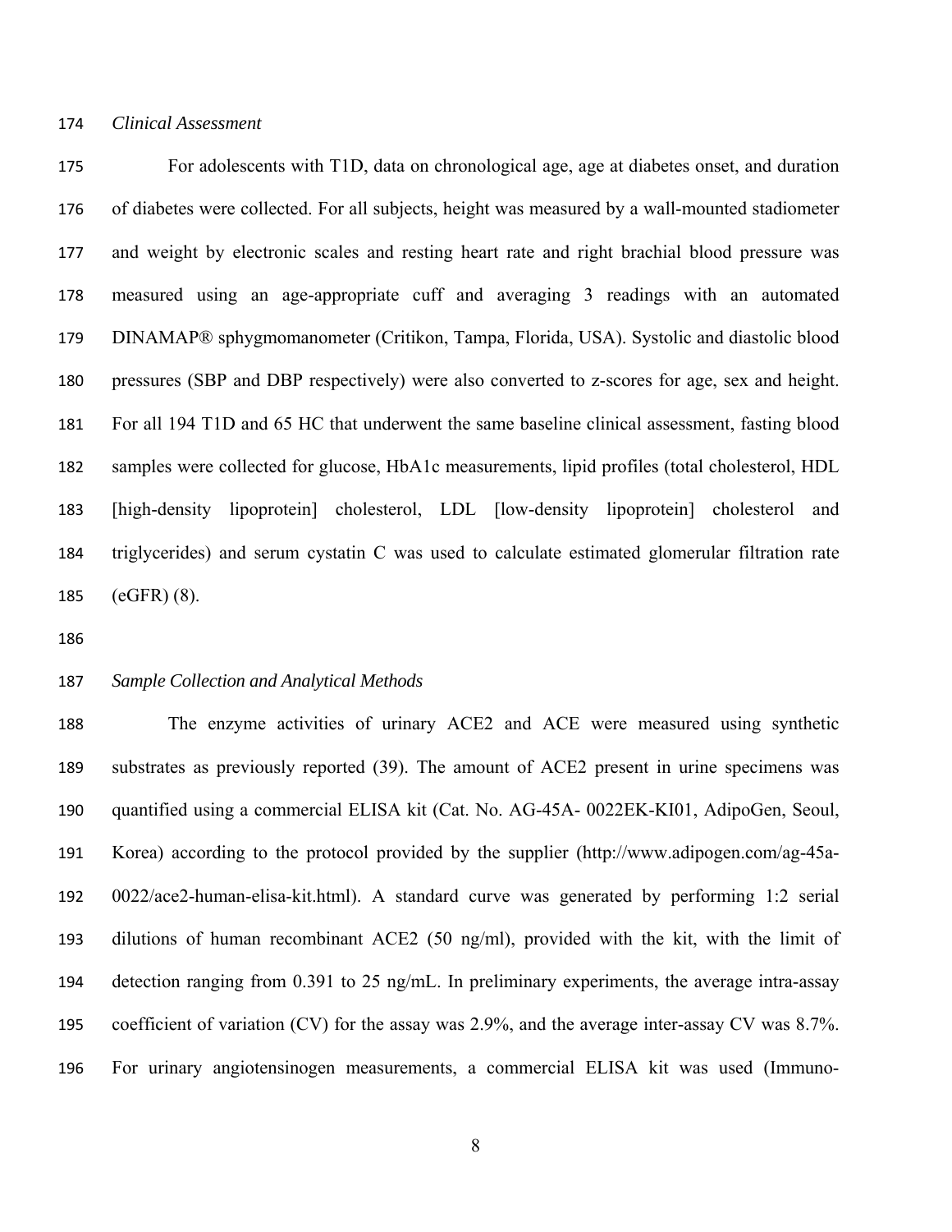*Clinical Assessment*

For adolescents with T1D, data on chronological age, age at diabetes onset, and duration of diabetes were collected. For all subjects, height was measured by a wall-mounted stadiometer and weight by electronic scales and resting heart rate and right brachial blood pressure was measured using an age-appropriate cuff and averaging 3 readings with an automated DINAMAP® sphygmomanometer (Critikon, Tampa, Florida, USA). Systolic and diastolic blood pressures (SBP and DBP respectively) were also converted to z-scores for age, sex and height. For all 194 T1D and 65 HC that underwent the same baseline clinical assessment, fasting blood samples were collected for glucose, HbA1c measurements, lipid profiles (total cholesterol, HDL [high-density lipoprotein] cholesterol, LDL [low-density lipoprotein] cholesterol and triglycerides) and serum cystatin C was used to calculate estimated glomerular filtration rate (eGFR) (8).

*Sample Collection and Analytical Methods*

The enzyme activities of urinary ACE2 and ACE were measured using synthetic substrates as previously reported (39). The amount of ACE2 present in urine specimens was quantified using a commercial ELISA kit (Cat. No. AG-45A- 0022EK-KI01, AdipoGen, Seoul, Korea) according to the protocol provided by the supplier (http://www.adipogen.com/ag-45a-0022/ace2-human-elisa-kit.html). A standard curve was generated by performing 1:2 serial dilutions of human recombinant ACE2 (50 ng/ml), provided with the kit, with the limit of detection ranging from 0.391 to 25 ng/mL. In preliminary experiments, the average intra-assay coefficient of variation (CV) for the assay was 2.9%, and the average inter-assay CV was 8.7%. For urinary angiotensinogen measurements, a commercial ELISA kit was used (Immuno-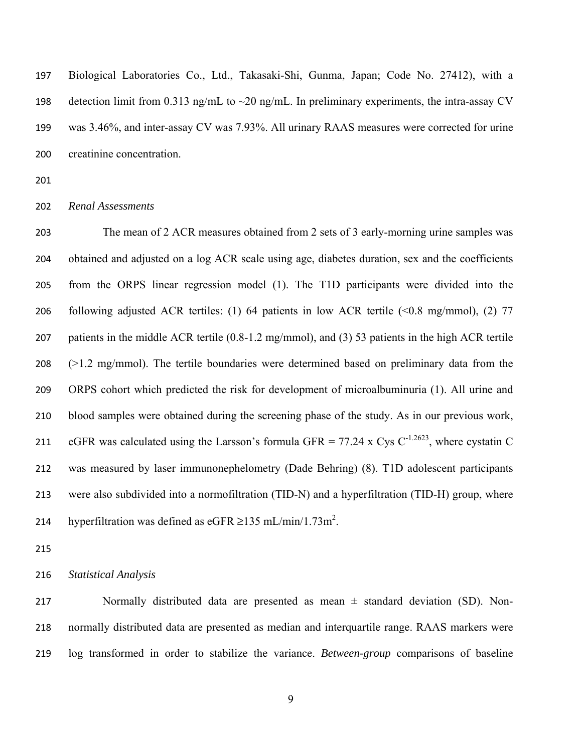Biological Laboratories Co., Ltd., Takasaki-Shi, Gunma, Japan; Code No. 27412), with a detection limit from 0.313 ng/mL to ~20 ng/mL. In preliminary experiments, the intra-assay CV was 3.46%, and inter-assay CV was 7.93%. All urinary RAAS measures were corrected for urine creatinine concentration.

*Renal Assessments*

The mean of 2 ACR measures obtained from 2 sets of 3 early-morning urine samples was obtained and adjusted on a log ACR scale using age, diabetes duration, sex and the coefficients from the ORPS linear regression model (1). The T1D participants were divided into the following adjusted ACR tertiles: (1) 64 patients in low ACR tertile (<0.8 mg/mmol), (2) 77 patients in the middle ACR tertile (0.8-1.2 mg/mmol), and (3) 53 patients in the high ACR tertile (>1.2 mg/mmol). The tertile boundaries were determined based on preliminary data from the ORPS cohort which predicted the risk for development of microalbuminuria (1). All urine and blood samples were obtained during the screening phase of the study. As in our previous work, eGFR was calculated using the Larsson's formula GFR = 77.24 x Cys $C^{-1.2623}$, where cystatin C was measured by laser immunonephelometry (Dade Behring) (8). T1D adolescent participants were also subdivided into a normofiltration (TID-N) and a hyperfiltration (TID-H) group, where hyperfiltration was defined as eGFR ≥135 mL/min/1.73m$^2$.

*Statistical Analysis*

Normally distributed data are presented as mean ± standard deviation (SD). Non-normally distributed data are presented as median and interquartile range. RAAS markers were log transformed in order to stabilize the variance. *Between-group* comparisons of baseline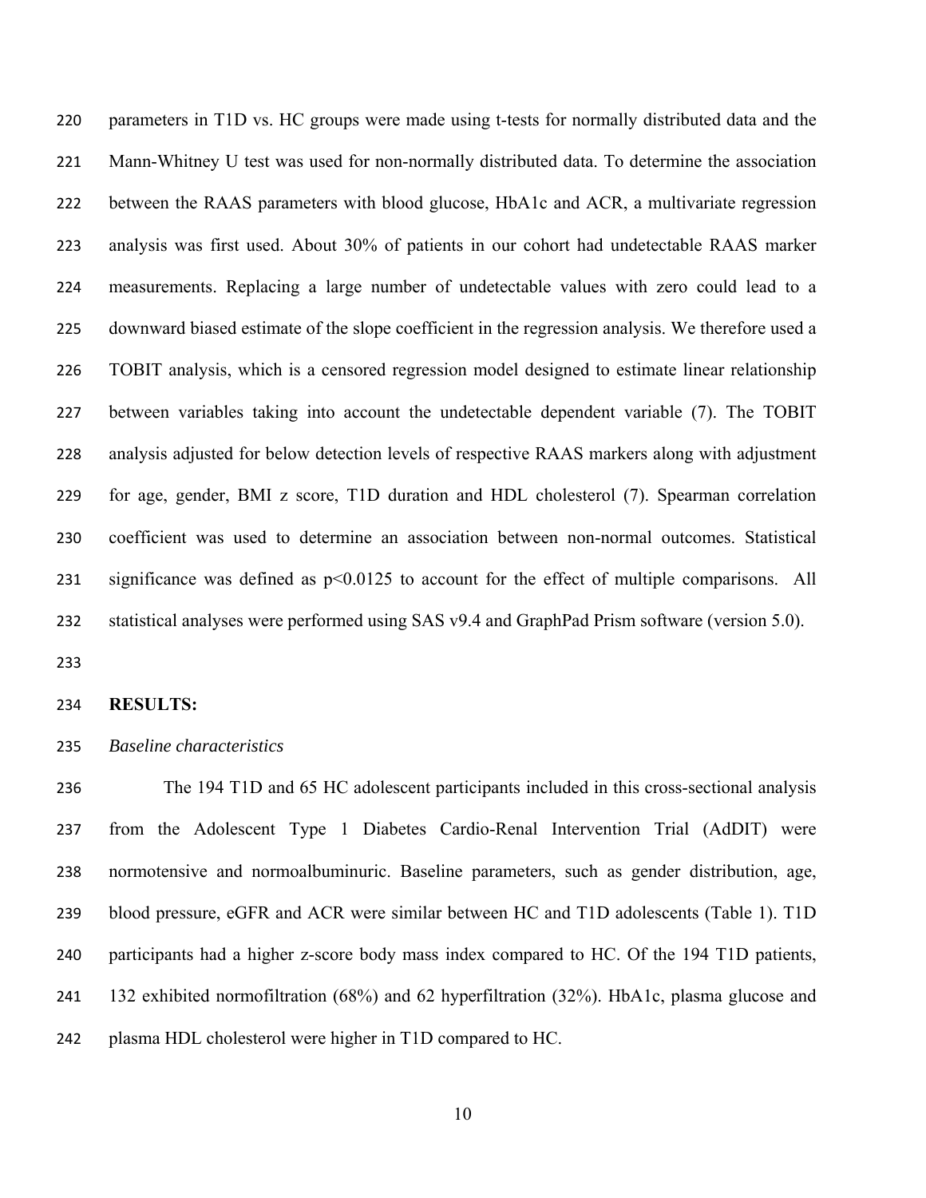parameters in T1D vs. HC groups were made using t-tests for normally distributed data and the Mann-Whitney U test was used for non-normally distributed data. To determine the association between the RAAS parameters with blood glucose, HbA1c and ACR, a multivariate regression analysis was first used. About 30% of patients in our cohort had undetectable RAAS marker measurements. Replacing a large number of undetectable values with zero could lead to a downward biased estimate of the slope coefficient in the regression analysis. We therefore used a TOBIT analysis, which is a censored regression model designed to estimate linear relationship between variables taking into account the undetectable dependent variable (7). The TOBIT analysis adjusted for below detection levels of respective RAAS markers along with adjustment for age, gender, BMI z score, T1D duration and HDL cholesterol (7). Spearman correlation coefficient was used to determine an association between non-normal outcomes. Statistical significance was defined as $p<0.0125$ to account for the effect of multiple comparisons. All statistical analyses were performed using SAS v9.4 and GraphPad Prism software (version 5.0).

## RESULTS:

### *Baseline characteristics*

The 194 T1D and 65 HC adolescent participants included in this cross-sectional analysis from the Adolescent Type 1 Diabetes Cardio-Renal Intervention Trial (AdDIT) were normotensive and normoalbuminuric. Baseline parameters, such as gender distribution, age, blood pressure, eGFR and ACR were similar between HC and T1D adolescents (Table 1). T1D participants had a higher z-score body mass index compared to HC. Of the 194 T1D patients, 132 exhibited normofiltration (68%) and 62 hyperfiltration (32%). HbA1c, plasma glucose and plasma HDL cholesterol were higher in T1D compared to HC.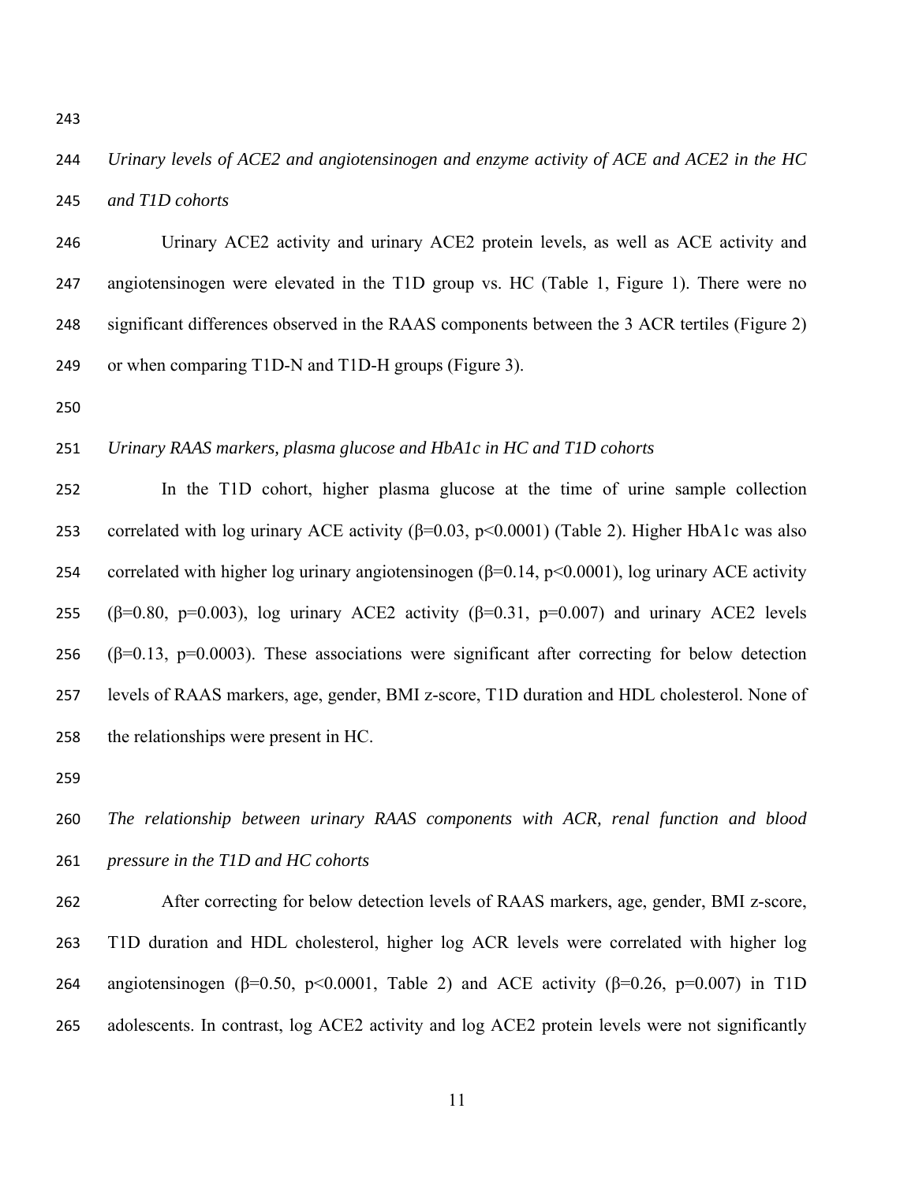*Urinary levels of ACE2 and angiotensinogen and enzyme activity of ACE and ACE2 in the HC and T1D cohorts*

Urinary ACE2 activity and urinary ACE2 protein levels, as well as ACE activity and angiotensinogen were elevated in the T1D group vs. HC (Table 1, Figure 1). There were no significant differences observed in the RAAS components between the 3 ACR tertiles (Figure 2) or when comparing T1D-N and T1D-H groups (Figure 3).

*Urinary RAAS markers, plasma glucose and HbA1c in HC and T1D cohorts*

In the T1D cohort, higher plasma glucose at the time of urine sample collection correlated with log urinary ACE activity ($\beta$=0.03, $p$<0.0001) (Table 2). Higher HbA1c was also correlated with higher log urinary angiotensinogen ($\beta$=0.14, $p$<0.0001), log urinary ACE activity ($\beta$=0.80, $p$=0.003), log urinary ACE2 activity ($\beta$=0.31, $p$=0.007) and urinary ACE2 levels ($\beta$=0.13, $p$=0.0003). These associations were significant after correcting for below detection levels of RAAS markers, age, gender, BMI z-score, T1D duration and HDL cholesterol. None of the relationships were present in HC.

*The relationship between urinary RAAS components with ACR, renal function and blood pressure in the T1D and HC cohorts*

After correcting for below detection levels of RAAS markers, age, gender, BMI z-score, T1D duration and HDL cholesterol, higher log ACR levels were correlated with higher log angiotensinogen ($\beta$=0.50, $p$<0.0001, Table 2) and ACE activity ($\beta$=0.26, $p$=0.007) in T1D adolescents. In contrast, log ACE2 activity and log ACE2 protein levels were not significantly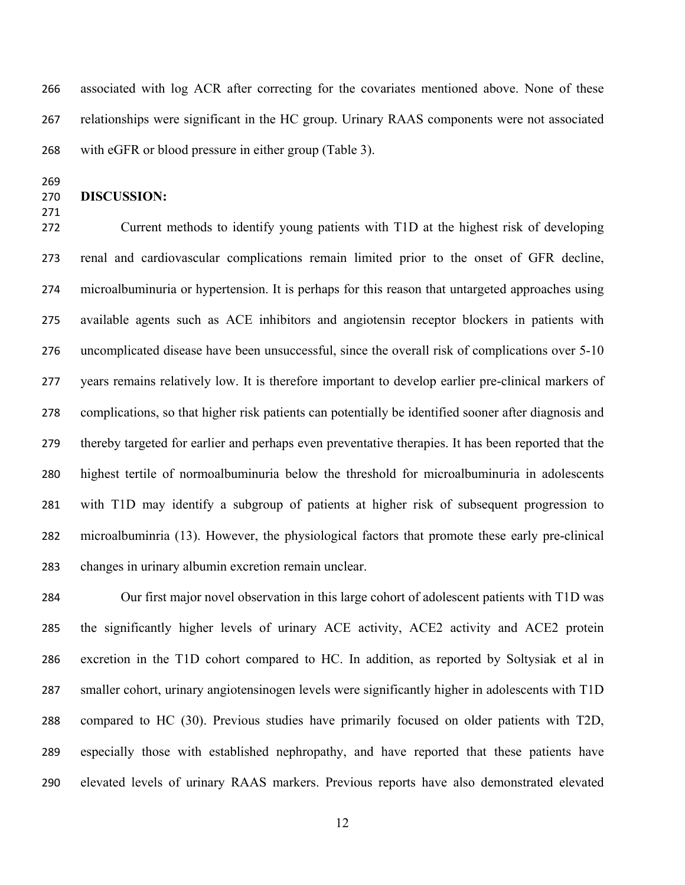associated with log ACR after correcting for the covariates mentioned above. None of these relationships were significant in the HC group. Urinary RAAS components were not associated with eGFR or blood pressure in either group (Table 3).

## DISCUSSION:

Current methods to identify young patients with T1D at the highest risk of developing renal and cardiovascular complications remain limited prior to the onset of GFR decline, microalbuminuria or hypertension. It is perhaps for this reason that untargeted approaches using available agents such as ACE inhibitors and angiotensin receptor blockers in patients with uncomplicated disease have been unsuccessful, since the overall risk of complications over 5-10 years remains relatively low. It is therefore important to develop earlier pre-clinical markers of complications, so that higher risk patients can potentially be identified sooner after diagnosis and thereby targeted for earlier and perhaps even preventative therapies. It has been reported that the highest tertile of normoalbuminuria below the threshold for microalbuminuria in adolescents with T1D may identify a subgroup of patients at higher risk of subsequent progression to microalbuminria (13). However, the physiological factors that promote these early pre-clinical changes in urinary albumin excretion remain unclear.

Our first major novel observation in this large cohort of adolescent patients with T1D was the significantly higher levels of urinary ACE activity, ACE2 activity and ACE2 protein excretion in the T1D cohort compared to HC. In addition, as reported by Soltysiak et al in smaller cohort, urinary angiotensinogen levels were significantly higher in adolescents with T1D compared to HC (30). Previous studies have primarily focused on older patients with T2D, especially those with established nephropathy, and have reported that these patients have elevated levels of urinary RAAS markers. Previous reports have also demonstrated elevated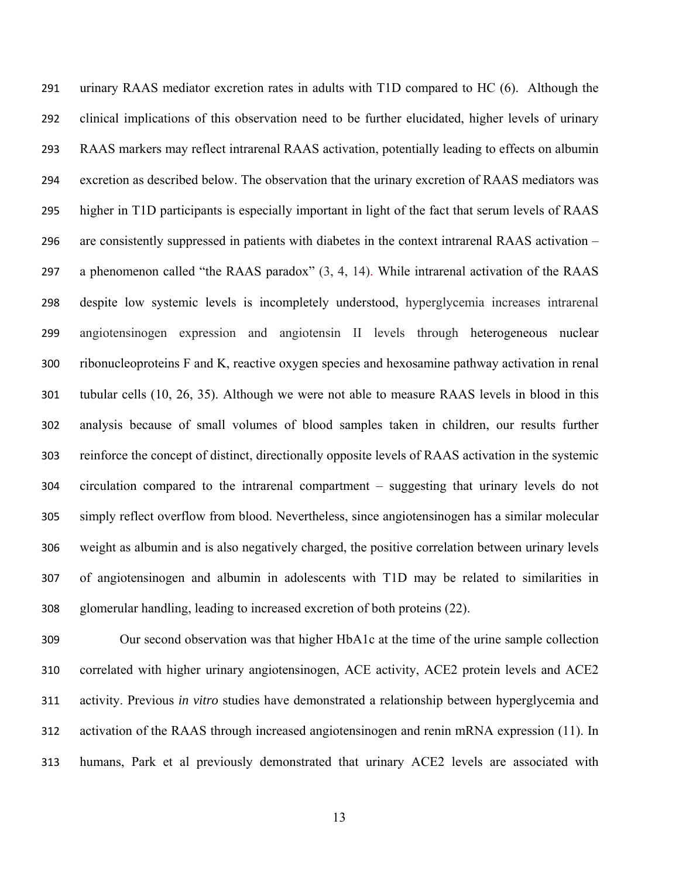urinary RAAS mediator excretion rates in adults with T1D compared to HC (6). Although the clinical implications of this observation need to be further elucidated, higher levels of urinary RAAS markers may reflect intrarenal RAAS activation, potentially leading to effects on albumin excretion as described below. The observation that the urinary excretion of RAAS mediators was higher in T1D participants is especially important in light of the fact that serum levels of RAAS are consistently suppressed in patients with diabetes in the context intrarenal RAAS activation – a phenomenon called "the RAAS paradox" (3, 4, 14). While intrarenal activation of the RAAS despite low systemic levels is incompletely understood, hyperglycemia increases intrarenal angiotensinogen expression and angiotensin II levels through heterogeneous nuclear ribonucleoproteins F and K, reactive oxygen species and hexosamine pathway activation in renal tubular cells (10, 26, 35). Although we were not able to measure RAAS levels in blood in this analysis because of small volumes of blood samples taken in children, our results further reinforce the concept of distinct, directionally opposite levels of RAAS activation in the systemic circulation compared to the intrarenal compartment – suggesting that urinary levels do not simply reflect overflow from blood. Nevertheless, since angiotensinogen has a similar molecular weight as albumin and is also negatively charged, the positive correlation between urinary levels of angiotensinogen and albumin in adolescents with T1D may be related to similarities in glomerular handling, leading to increased excretion of both proteins (22).

Our second observation was that higher HbA1c at the time of the urine sample collection correlated with higher urinary angiotensinogen, ACE activity, ACE2 protein levels and ACE2 activity. Previous *in vitro* studies have demonstrated a relationship between hyperglycemia and activation of the RAAS through increased angiotensinogen and renin mRNA expression (11). In humans, Park et al previously demonstrated that urinary ACE2 levels are associated with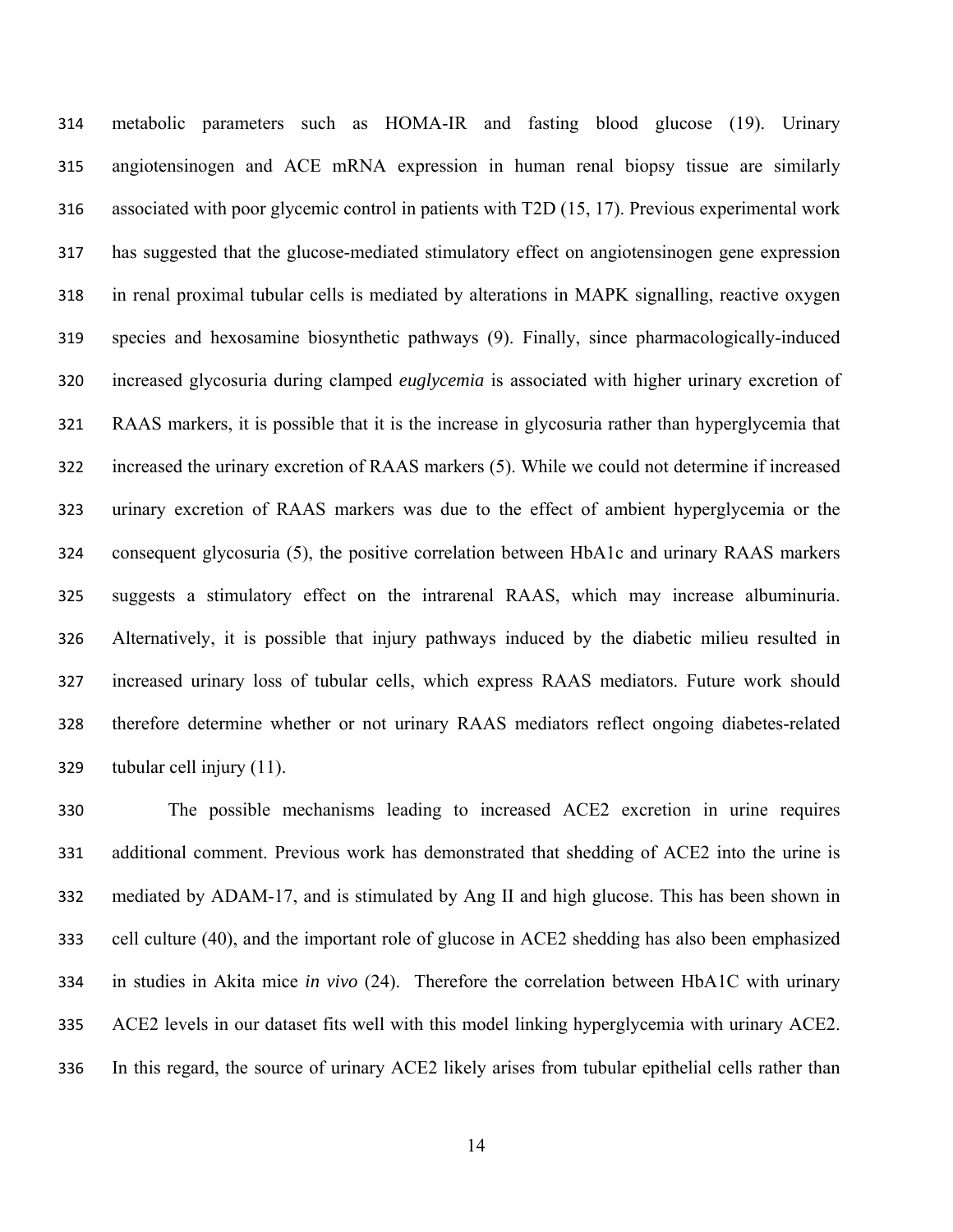metabolic parameters such as HOMA-IR and fasting blood glucose (19). Urinary angiotensinogen and ACE mRNA expression in human renal biopsy tissue are similarly associated with poor glycemic control in patients with T2D (15, 17). Previous experimental work has suggested that the glucose-mediated stimulatory effect on angiotensinogen gene expression in renal proximal tubular cells is mediated by alterations in MAPK signalling, reactive oxygen species and hexosamine biosynthetic pathways (9). Finally, since pharmacologically-induced increased glycosuria during clamped *euglycemia* is associated with higher urinary excretion of RAAS markers, it is possible that it is the increase in glycosuria rather than hyperglycemia that increased the urinary excretion of RAAS markers (5). While we could not determine if increased urinary excretion of RAAS markers was due to the effect of ambient hyperglycemia or the consequent glycosuria (5), the positive correlation between HbA1c and urinary RAAS markers suggests a stimulatory effect on the intrarenal RAAS, which may increase albuminuria. Alternatively, it is possible that injury pathways induced by the diabetic milieu resulted in increased urinary loss of tubular cells, which express RAAS mediators. Future work should therefore determine whether or not urinary RAAS mediators reflect ongoing diabetes-related tubular cell injury (11).

The possible mechanisms leading to increased ACE2 excretion in urine requires additional comment. Previous work has demonstrated that shedding of ACE2 into the urine is mediated by ADAM-17, and is stimulated by Ang II and high glucose. This has been shown in cell culture (40), and the important role of glucose in ACE2 shedding has also been emphasized in studies in Akita mice *in vivo* (24). Therefore the correlation between HbA1C with urinary ACE2 levels in our dataset fits well with this model linking hyperglycemia with urinary ACE2. In this regard, the source of urinary ACE2 likely arises from tubular epithelial cells rather than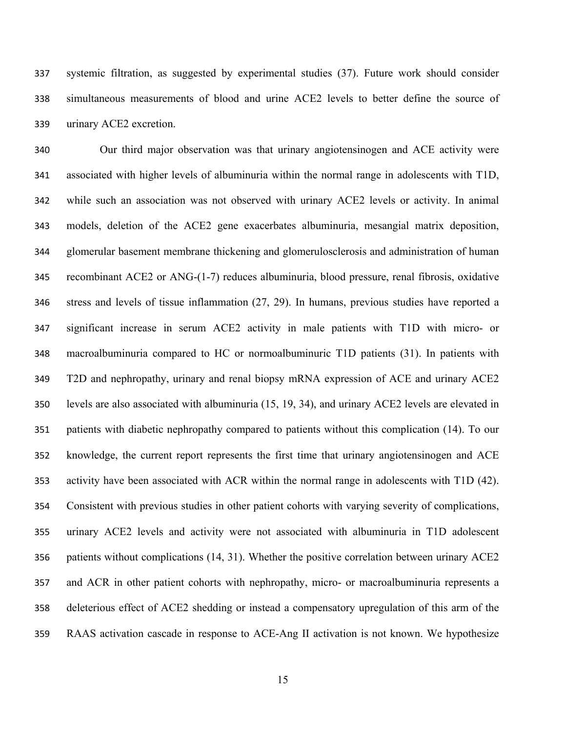systemic filtration, as suggested by experimental studies (37). Future work should consider simultaneous measurements of blood and urine ACE2 levels to better define the source of urinary ACE2 excretion.

Our third major observation was that urinary angiotensinogen and ACE activity were associated with higher levels of albuminuria within the normal range in adolescents with T1D, while such an association was not observed with urinary ACE2 levels or activity. In animal models, deletion of the ACE2 gene exacerbates albuminuria, mesangial matrix deposition, glomerular basement membrane thickening and glomerulosclerosis and administration of human recombinant ACE2 or ANG-(1-7) reduces albuminuria, blood pressure, renal fibrosis, oxidative stress and levels of tissue inflammation (27, 29). In humans, previous studies have reported a significant increase in serum ACE2 activity in male patients with T1D with micro- or macroalbuminuria compared to HC or normoalbuminuric T1D patients (31). In patients with T2D and nephropathy, urinary and renal biopsy mRNA expression of ACE and urinary ACE2 levels are also associated with albuminuria (15, 19, 34), and urinary ACE2 levels are elevated in patients with diabetic nephropathy compared to patients without this complication (14). To our knowledge, the current report represents the first time that urinary angiotensinogen and ACE activity have been associated with ACR within the normal range in adolescents with T1D (42). Consistent with previous studies in other patient cohorts with varying severity of complications, urinary ACE2 levels and activity were not associated with albuminuria in T1D adolescent patients without complications (14, 31). Whether the positive correlation between urinary ACE2 and ACR in other patient cohorts with nephropathy, micro- or macroalbuminuria represents a deleterious effect of ACE2 shedding or instead a compensatory upregulation of this arm of the RAAS activation cascade in response to ACE-Ang II activation is not known. We hypothesize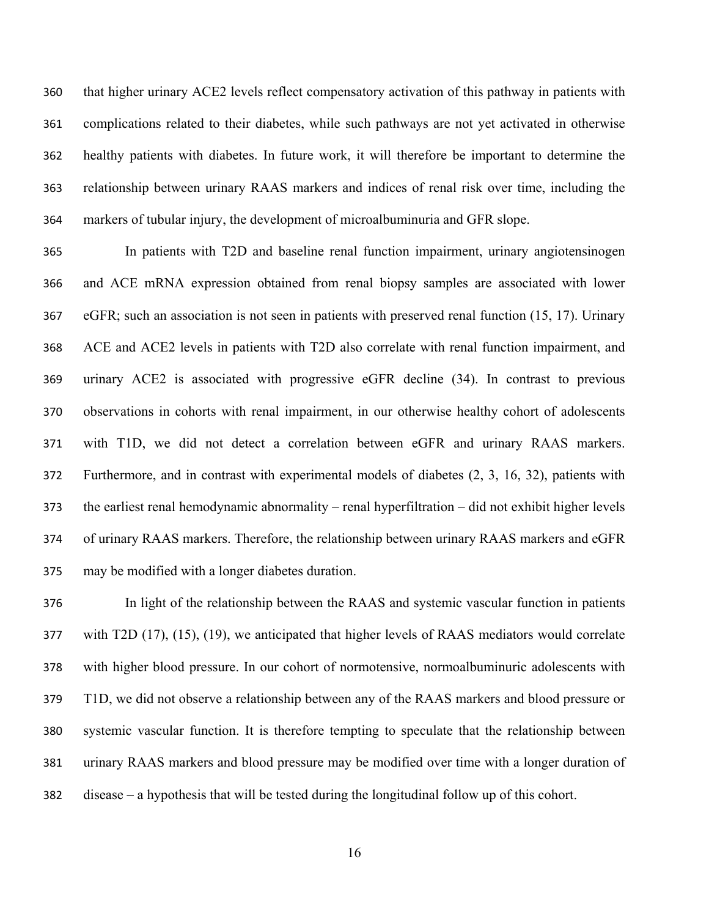that higher urinary ACE2 levels reflect compensatory activation of this pathway in patients with complications related to their diabetes, while such pathways are not yet activated in otherwise healthy patients with diabetes. In future work, it will therefore be important to determine the relationship between urinary RAAS markers and indices of renal risk over time, including the markers of tubular injury, the development of microalbuminuria and GFR slope.

In patients with T2D and baseline renal function impairment, urinary angiotensinogen and ACE mRNA expression obtained from renal biopsy samples are associated with lower eGFR; such an association is not seen in patients with preserved renal function (15, 17). Urinary ACE and ACE2 levels in patients with T2D also correlate with renal function impairment, and urinary ACE2 is associated with progressive eGFR decline (34). In contrast to previous observations in cohorts with renal impairment, in our otherwise healthy cohort of adolescents with T1D, we did not detect a correlation between eGFR and urinary RAAS markers. Furthermore, and in contrast with experimental models of diabetes (2, 3, 16, 32), patients with the earliest renal hemodynamic abnormality – renal hyperfiltration – did not exhibit higher levels of urinary RAAS markers. Therefore, the relationship between urinary RAAS markers and eGFR may be modified with a longer diabetes duration.

In light of the relationship between the RAAS and systemic vascular function in patients with T2D (17), (15), (19), we anticipated that higher levels of RAAS mediators would correlate with higher blood pressure. In our cohort of normotensive, normoalbuminuric adolescents with T1D, we did not observe a relationship between any of the RAAS markers and blood pressure or systemic vascular function. It is therefore tempting to speculate that the relationship between urinary RAAS markers and blood pressure may be modified over time with a longer duration of disease – a hypothesis that will be tested during the longitudinal follow up of this cohort.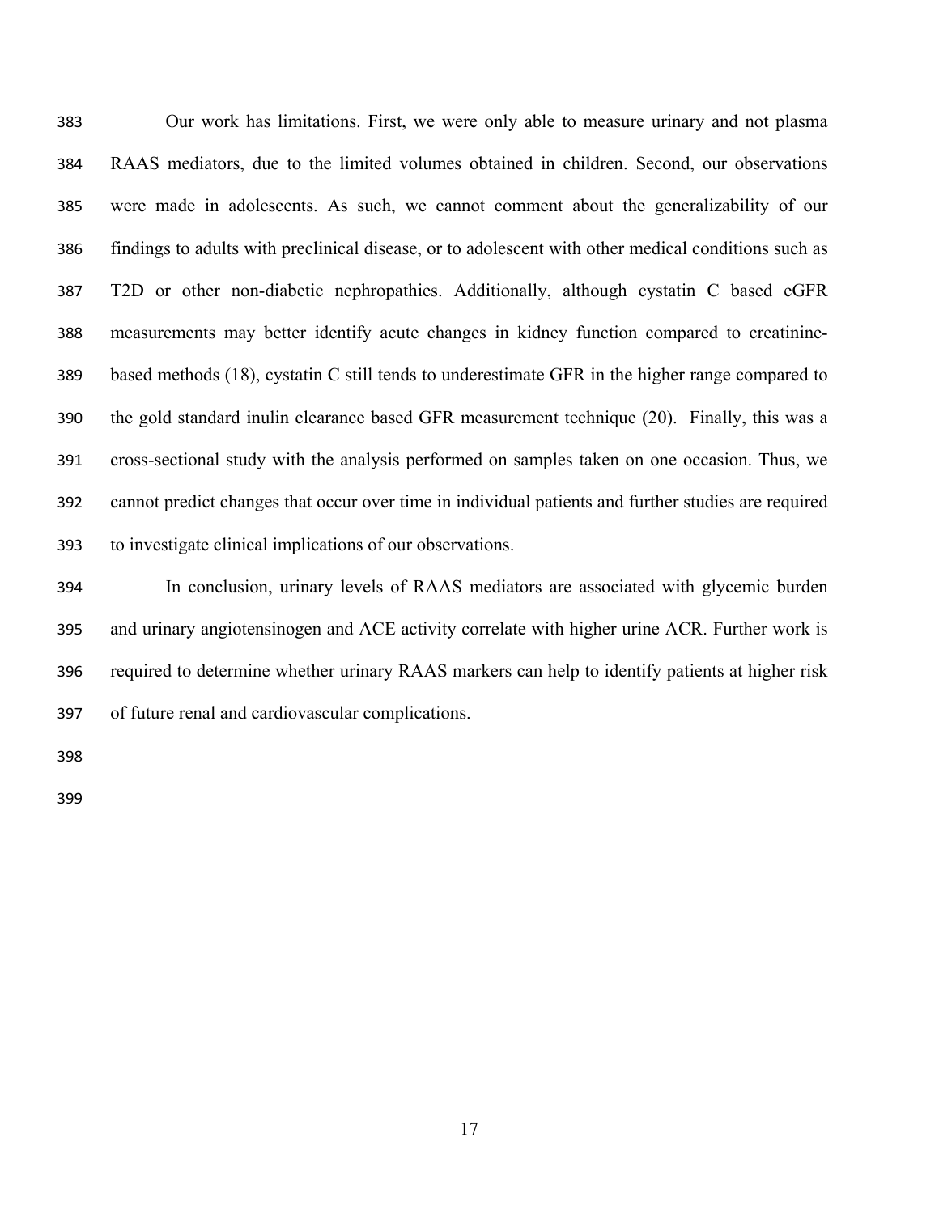Our work has limitations. First, we were only able to measure urinary and not plasma RAAS mediators, due to the limited volumes obtained in children. Second, our observations were made in adolescents. As such, we cannot comment about the generalizability of our findings to adults with preclinical disease, or to adolescent with other medical conditions such as T2D or other non-diabetic nephropathies. Additionally, although cystatin C based eGFR measurements may better identify acute changes in kidney function compared to creatinine-based methods (18), cystatin C still tends to underestimate GFR in the higher range compared to the gold standard inulin clearance based GFR measurement technique (20). Finally, this was a cross-sectional study with the analysis performed on samples taken on one occasion. Thus, we cannot predict changes that occur over time in individual patients and further studies are required to investigate clinical implications of our observations.

In conclusion, urinary levels of RAAS mediators are associated with glycemic burden and urinary angiotensinogen and ACE activity correlate with higher urine ACR. Further work is required to determine whether urinary RAAS markers can help to identify patients at higher risk of future renal and cardiovascular complications.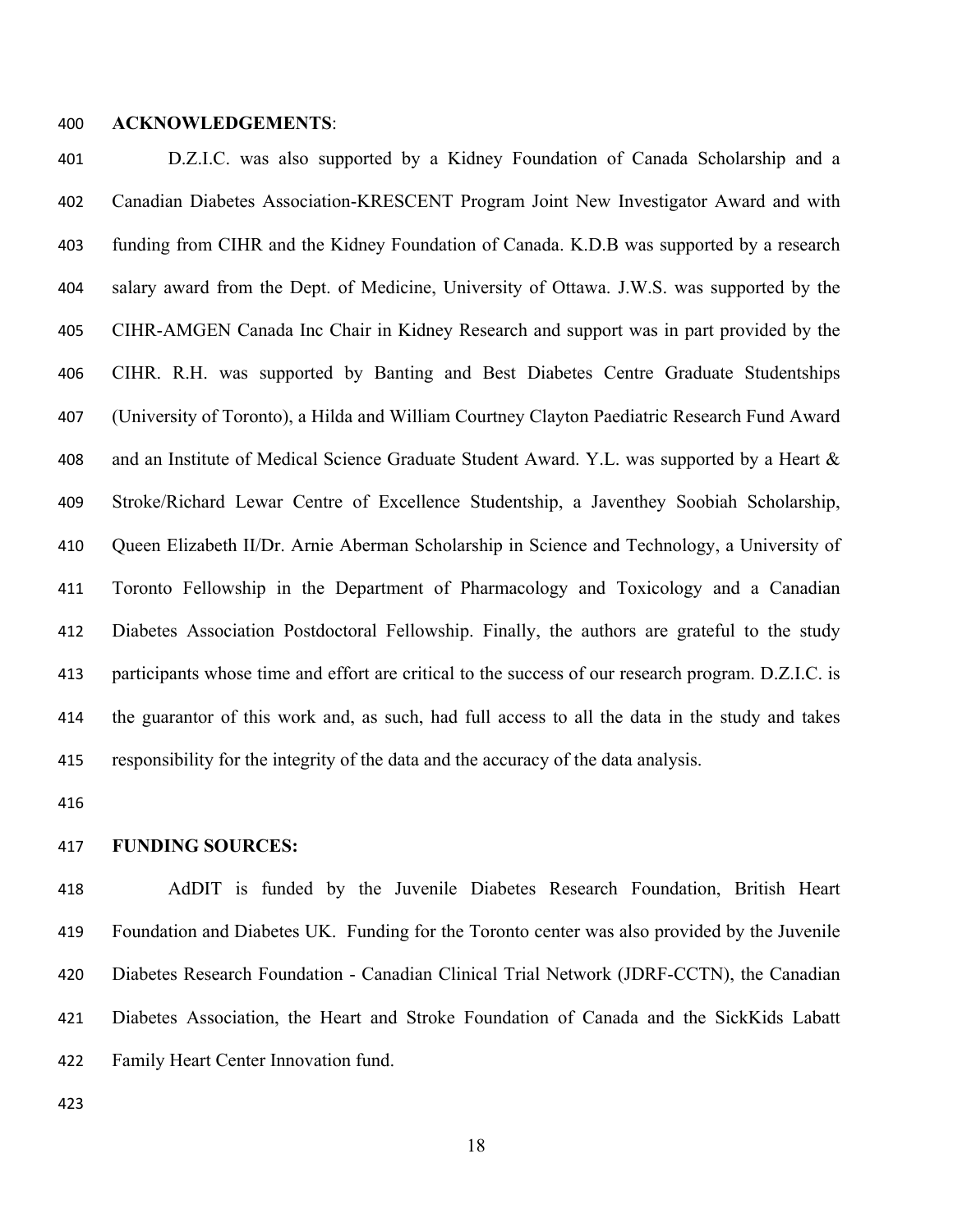**ACKNOWLEDGEMENTS**:

D.Z.I.C. was also supported by a Kidney Foundation of Canada Scholarship and a Canadian Diabetes Association-KRESCENT Program Joint New Investigator Award and with funding from CIHR and the Kidney Foundation of Canada. K.D.B was supported by a research salary award from the Dept. of Medicine, University of Ottawa. J.W.S. was supported by the CIHR-AMGEN Canada Inc Chair in Kidney Research and support was in part provided by the CIHR. R.H. was supported by Banting and Best Diabetes Centre Graduate Studentships (University of Toronto), a Hilda and William Courtney Clayton Paediatric Research Fund Award and an Institute of Medical Science Graduate Student Award. Y.L. was supported by a Heart & Stroke/Richard Lewar Centre of Excellence Studentship, a Javenthey Soobiah Scholarship, Queen Elizabeth II/Dr. Arnie Aberman Scholarship in Science and Technology, a University of Toronto Fellowship in the Department of Pharmacology and Toxicology and a Canadian Diabetes Association Postdoctoral Fellowship. Finally, the authors are grateful to the study participants whose time and effort are critical to the success of our research program. D.Z.I.C. is the guarantor of this work and, as such, had full access to all the data in the study and takes responsibility for the integrity of the data and the accuracy of the data analysis.

**FUNDING SOURCES:**

AdDIT is funded by the Juvenile Diabetes Research Foundation, British Heart Foundation and Diabetes UK. Funding for the Toronto center was also provided by the Juvenile Diabetes Research Foundation - Canadian Clinical Trial Network (JDRF-CCTN), the Canadian Diabetes Association, the Heart and Stroke Foundation of Canada and the SickKids Labatt Family Heart Center Innovation fund.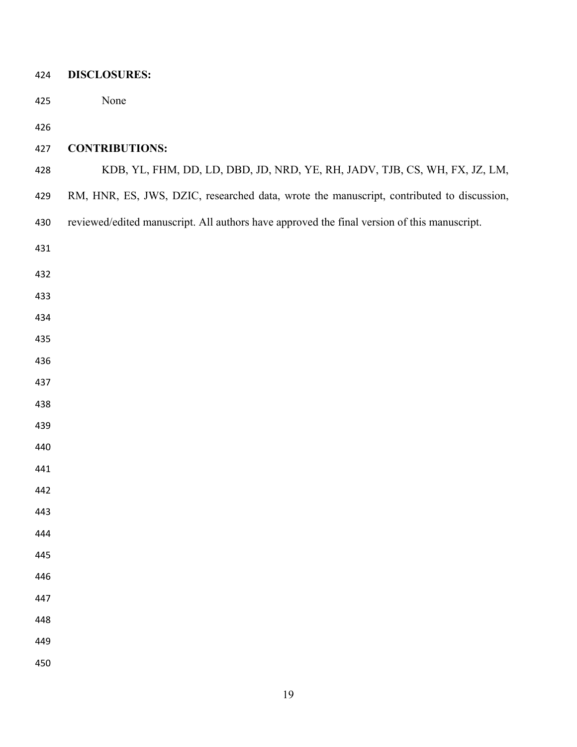**DISCLOSURES:**

None

**CONTRIBUTIONS:**

KDB, YL, FHM, DD, LD, DBD, JD, NRD, YE, RH, JADV, TJB, CS, WH, FX, JZ, LM, RM, HNR, ES, JWS, DZIC, researched data, wrote the manuscript, contributed to discussion, reviewed/edited manuscript. All authors have approved the final version of this manuscript.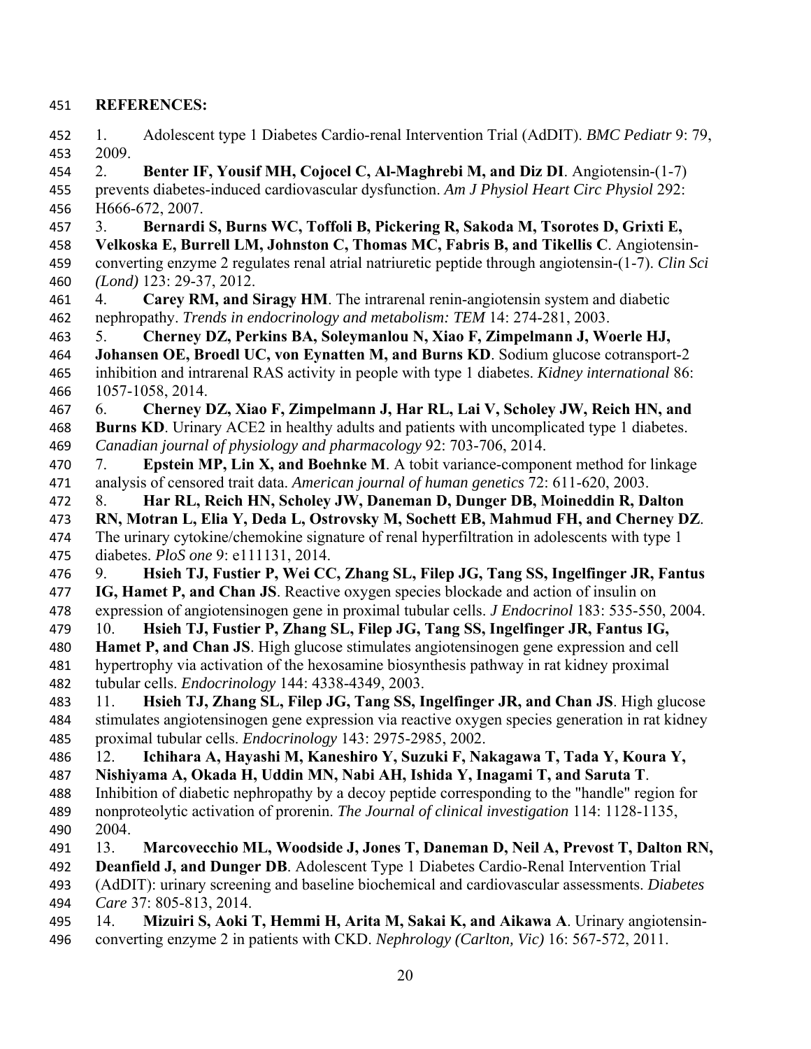**REFERENCES:**

1. Adolescent type 1 Diabetes Cardio-renal Intervention Trial (AdDIT). *BMC Pediatr* 9: 79, 2009.

2. **Benter IF, Yousif MH, Cojocel C, Al-Maghrebi M, and Diz DI**. Angiotensin-(1-7) prevents diabetes-induced cardiovascular dysfunction. *Am J Physiol Heart Circ Physiol* 292: H666-672, 2007.

3. **Bernardi S, Burns WC, Toffoli B, Pickering R, Sakoda M, Tsorotes D, Grixti E, Velkoska E, Burrell LM, Johnston C, Thomas MC, Fabris B, and Tikellis C**. Angiotensin-converting enzyme 2 regulates renal atrial natriuretic peptide through angiotensin-(1-7). *Clin Sci (Lond)* 123: 29-37, 2012.

4. **Carey RM, and Siragy HM**. The intrarenal renin-angiotensin system and diabetic nephropathy. *Trends in endocrinology and metabolism: TEM* 14: 274-281, 2003.

5. **Cherney DZ, Perkins BA, Soleymanlou N, Xiao F, Zimpelmann J, Woerle HJ, Johansen OE, Broedl UC, von Eynatten M, and Burns KD**. Sodium glucose cotransport-2 inhibition and intrarenal RAS activity in people with type 1 diabetes. *Kidney international* 86: 1057-1058, 2014.

6. **Cherney DZ, Xiao F, Zimpelmann J, Har RL, Lai V, Scholey JW, Reich HN, and Burns KD**. Urinary ACE2 in healthy adults and patients with uncomplicated type 1 diabetes. *Canadian journal of physiology and pharmacology* 92: 703-706, 2014.

7. **Epstein MP, Lin X, and Boehnke M**. A tobit variance-component method for linkage analysis of censored trait data. *American journal of human genetics* 72: 611-620, 2003.

8. **Har RL, Reich HN, Scholey JW, Daneman D, Dunger DB, Moineddin R, Dalton RN, Motran L, Elia Y, Deda L, Ostrovsky M, Sochett EB, Mahmud FH, and Cherney DZ**. The urinary cytokine/chemokine signature of renal hyperfiltration in adolescents with type 1 diabetes. *PloS one* 9: e111131, 2014.

9. **Hsieh TJ, Fustier P, Wei CC, Zhang SL, Filep JG, Tang SS, Ingelfinger JR, Fantus IG, Hamet P, and Chan JS**. Reactive oxygen species blockade and action of insulin on expression of angiotensinogen gene in proximal tubular cells. *J Endocrinol* 183: 535-550, 2004.

10. **Hsieh TJ, Fustier P, Zhang SL, Filep JG, Tang SS, Ingelfinger JR, Fantus IG, Hamet P, and Chan JS**. High glucose stimulates angiotensinogen gene expression and cell hypertrophy via activation of the hexosamine biosynthesis pathway in rat kidney proximal tubular cells. *Endocrinology* 144: 4338-4349, 2003.

11. **Hsieh TJ, Zhang SL, Filep JG, Tang SS, Ingelfinger JR, and Chan JS**. High glucose stimulates angiotensinogen gene expression via reactive oxygen species generation in rat kidney proximal tubular cells. *Endocrinology* 143: 2975-2985, 2002.

12. **Ichihara A, Hayashi M, Kaneshiro Y, Suzuki F, Nakagawa T, Tada Y, Koura Y, Nishiyama A, Okada H, Uddin MN, Nabi AH, Ishida Y, Inagami T, and Saruta T**. Inhibition of diabetic nephropathy by a decoy peptide corresponding to the "handle" region for nonproteolytic activation of prorenin. *The Journal of clinical investigation* 114: 1128-1135, 2004.

13. **Marcovecchio ML, Woodside J, Jones T, Daneman D, Neil A, Prevost T, Dalton RN, Deanfield J, and Dunger DB**. Adolescent Type 1 Diabetes Cardio-Renal Intervention Trial (AdDIT): urinary screening and baseline biochemical and cardiovascular assessments. *Diabetes Care* 37: 805-813, 2014.

14. **Mizuiri S, Aoki T, Hemmi H, Arita M, Sakai K, and Aikawa A**. Urinary angiotensin-converting enzyme 2 in patients with CKD. *Nephrology (Carlton, Vic)* 16: 567-572, 2011.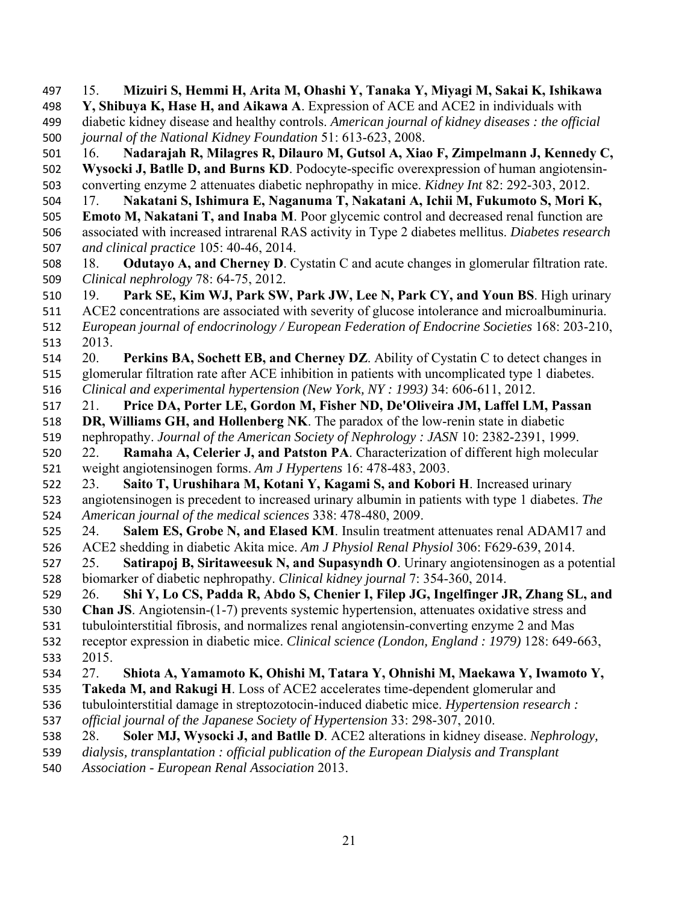15. **Mizuiri S, Hemmi H, Arita M, Ohashi Y, Tanaka Y, Miyagi M, Sakai K, Ishikawa Y, Shibuya K, Hase H, and Aikawa A**. Expression of ACE and ACE2 in individuals with diabetic kidney disease and healthy controls. *American journal of kidney diseases : the official journal of the National Kidney Foundation* 51: 613-623, 2008.

16. **Nadarajah R, Milagres R, Dilauro M, Gutsol A, Xiao F, Zimpelmann J, Kennedy C, Wysocki J, Batlle D, and Burns KD**. Podocyte-specific overexpression of human angiotensin-converting enzyme 2 attenuates diabetic nephropathy in mice. *Kidney Int* 82: 292-303, 2012.

17. **Nakatani S, Ishimura E, Naganuma T, Nakatani A, Ichii M, Fukumoto S, Mori K, Emoto M, Nakatani T, and Inaba M**. Poor glycemic control and decreased renal function are associated with increased intrarenal RAS activity in Type 2 diabetes mellitus. *Diabetes research and clinical practice* 105: 40-46, 2014.

18. **Odutayo A, and Cherney D**. Cystatin C and acute changes in glomerular filtration rate. *Clinical nephrology* 78: 64-75, 2012.

19. **Park SE, Kim WJ, Park SW, Park JW, Lee N, Park CY, and Youn BS**. High urinary ACE2 concentrations are associated with severity of glucose intolerance and microalbuminuria. *European journal of endocrinology / European Federation of Endocrine Societies* 168: 203-210, 2013.

20. **Perkins BA, Sochett EB, and Cherney DZ**. Ability of Cystatin C to detect changes in glomerular filtration rate after ACE inhibition in patients with uncomplicated type 1 diabetes. *Clinical and experimental hypertension (New York, NY : 1993)* 34: 606-611, 2012.

21. **Price DA, Porter LE, Gordon M, Fisher ND, De'Oliveira JM, Laffel LM, Passan DR, Williams GH, and Hollenberg NK**. The paradox of the low-renin state in diabetic nephropathy. *Journal of the American Society of Nephrology : JASN* 10: 2382-2391, 1999.

22. **Ramaha A, Celerier J, and Patston PA**. Characterization of different high molecular weight angiotensinogen forms. *Am J Hypertens* 16: 478-483, 2003.

23. **Saito T, Urushihara M, Kotani Y, Kagami S, and Kobori H**. Increased urinary angiotensinogen is precedent to increased urinary albumin in patients with type 1 diabetes. *The American journal of the medical sciences* 338: 478-480, 2009.

24. **Salem ES, Grobe N, and Elased KM**. Insulin treatment attenuates renal ADAM17 and ACE2 shedding in diabetic Akita mice. *Am J Physiol Renal Physiol* 306: F629-639, 2014.

25. **Satirapoj B, Siritaweesuk N, and Supasyndh O**. Urinary angiotensinogen as a potential biomarker of diabetic nephropathy. *Clinical kidney journal* 7: 354-360, 2014.

26. **Shi Y, Lo CS, Padda R, Abdo S, Chenier I, Filep JG, Ingelfinger JR, Zhang SL, and Chan JS**. Angiotensin-(1-7) prevents systemic hypertension, attenuates oxidative stress and tubulointerstitial fibrosis, and normalizes renal angiotensin-converting enzyme 2 and Mas receptor expression in diabetic mice. *Clinical science (London, England : 1979)* 128: 649-663, 2015.

27. **Shiota A, Yamamoto K, Ohishi M, Tatara Y, Ohnishi M, Maekawa Y, Iwamoto Y, Takeda M, and Rakugi H**. Loss of ACE2 accelerates time-dependent glomerular and tubulointerstitial damage in streptozotocin-induced diabetic mice. *Hypertension research : official journal of the Japanese Society of Hypertension* 33: 298-307, 2010.

28. **Soler MJ, Wysocki J, and Batlle D**. ACE2 alterations in kidney disease. *Nephrology, dialysis, transplantation : official publication of the European Dialysis and Transplant Association - European Renal Association* 2013.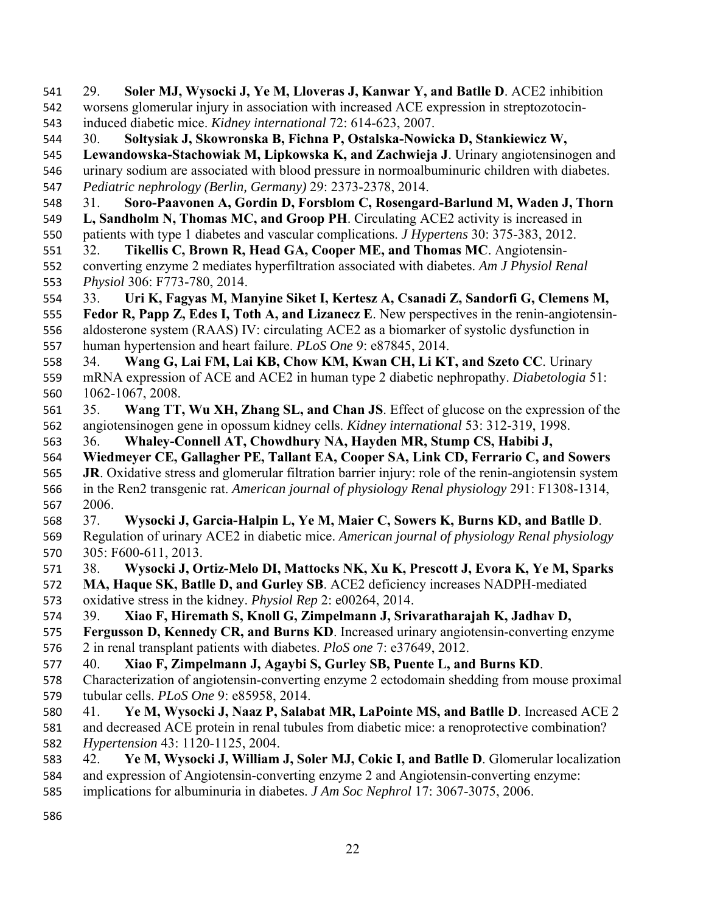29. **Soler MJ, Wysocki J, Ye M, Lloveras J, Kanwar Y, and Batlle D**. ACE2 inhibition worsens glomerular injury in association with increased ACE expression in streptozotocin-induced diabetic mice. *Kidney international* 72: 614-623, 2007.

30. **Soltysiak J, Skowronska B, Fichna P, Ostalska-Nowicka D, Stankiewicz W, Lewandowska-Stachowiak M, Lipkowska K, and Zachwieja J**. Urinary angiotensinogen and urinary sodium are associated with blood pressure in normoalbuminuric children with diabetes. *Pediatric nephrology (Berlin, Germany)* 29: 2373-2378, 2014.

31. **Soro-Paavonen A, Gordin D, Forsblom C, Rosengard-Barlund M, Waden J, Thorn L, Sandholm N, Thomas MC, and Groop PH**. Circulating ACE2 activity is increased in patients with type 1 diabetes and vascular complications. *J Hypertens* 30: 375-383, 2012.

32. **Tikellis C, Brown R, Head GA, Cooper ME, and Thomas MC**. Angiotensin-converting enzyme 2 mediates hyperfiltration associated with diabetes. *Am J Physiol Renal Physiol* 306: F773-780, 2014.

33. **Uri K, Fagyas M, Manyine Siket I, Kertesz A, Csanadi Z, Sandorfi G, Clemens M, Fedor R, Papp Z, Edes I, Toth A, and Lizanecz E**. New perspectives in the renin-angiotensin-aldosterone system (RAAS) IV: circulating ACE2 as a biomarker of systolic dysfunction in human hypertension and heart failure. *PLoS One* 9: e87845, 2014.

34. **Wang G, Lai FM, Lai KB, Chow KM, Kwan CH, Li KT, and Szeto CC**. Urinary mRNA expression of ACE and ACE2 in human type 2 diabetic nephropathy. *Diabetologia* 51: 1062-1067, 2008.

35. **Wang TT, Wu XH, Zhang SL, and Chan JS**. Effect of glucose on the expression of the angiotensinogen gene in opossum kidney cells. *Kidney international* 53: 312-319, 1998.

36. **Whaley-Connell AT, Chowdhury NA, Hayden MR, Stump CS, Habibi J, Wiedmeyer CE, Gallagher PE, Tallant EA, Cooper SA, Link CD, Ferrario C, and Sowers JR**. Oxidative stress and glomerular filtration barrier injury: role of the renin-angiotensin system in the Ren2 transgenic rat. *American journal of physiology Renal physiology* 291: F1308-1314, 2006.

37. **Wysocki J, Garcia-Halpin L, Ye M, Maier C, Sowers K, Burns KD, and Batlle D**. Regulation of urinary ACE2 in diabetic mice. *American journal of physiology Renal physiology* 305: F600-611, 2013.

38. **Wysocki J, Ortiz-Melo DI, Mattocks NK, Xu K, Prescott J, Evora K, Ye M, Sparks MA, Haque SK, Batlle D, and Gurley SB**. ACE2 deficiency increases NADPH-mediated oxidative stress in the kidney. *Physiol Rep* 2: e00264, 2014.

39. **Xiao F, Hiremath S, Knoll G, Zimpelmann J, Srivaratharajah K, Jadhav D, Fergusson D, Kennedy CR, and Burns KD**. Increased urinary angiotensin-converting enzyme 2 in renal transplant patients with diabetes. *PloS one* 7: e37649, 2012.

40. **Xiao F, Zimpelmann J, Agaybi S, Gurley SB, Puente L, and Burns KD**. Characterization of angiotensin-converting enzyme 2 ectodomain shedding from mouse proximal tubular cells. *PLoS One* 9: e85958, 2014.

41. **Ye M, Wysocki J, Naaz P, Salabat MR, LaPointe MS, and Batlle D**. Increased ACE 2 and decreased ACE protein in renal tubules from diabetic mice: a renoprotective combination? *Hypertension* 43: 1120-1125, 2004.

42. **Ye M, Wysocki J, William J, Soler MJ, Cokic I, and Batlle D**. Glomerular localization and expression of Angiotensin-converting enzyme 2 and Angiotensin-converting enzyme: implications for albuminuria in diabetes. *J Am Soc Nephrol* 17: 3067-3075, 2006.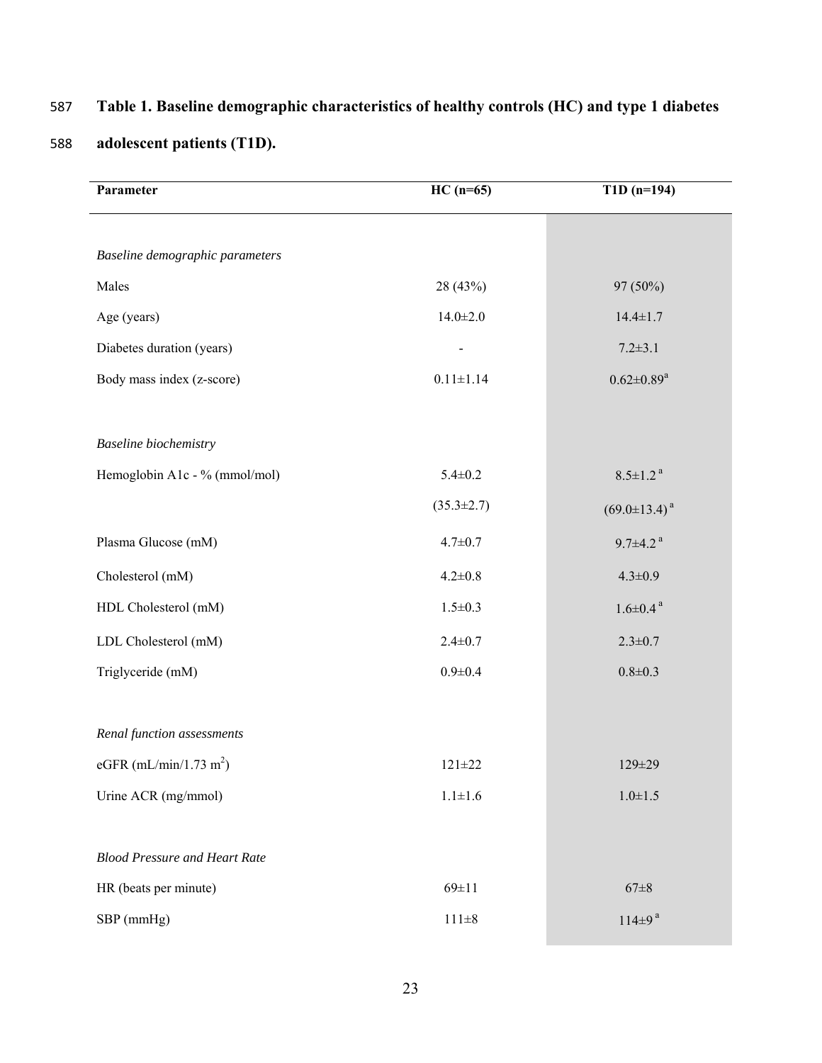**Table 1. Baseline demographic characteristics of healthy controls (HC) and type 1 diabetes adolescent patients (T1D).**

| Parameter | HC (n=65) | T1D (n=194) |
|---|---|---|
| *Baseline demographic parameters* | | |
| Males | 28 (43%) | 97 (50%) |
| Age (years) | 14.0±2.0 | 14.4±1.7 |
| Diabetes duration (years) | - | 7.2±3.1 |
| Body mass index (z-score) | 0.11±1.14 | 0.62±0.89[a] |
| *Baseline biochemistry* | | |
| Hemoglobin A1c - % (mmol/mol) | 5.4±0.2 | 8.5±1.2[a] |
| | (35.3±2.7) | (69.0±13.4)[a] |
| Plasma Glucose (mM) | 4.7±0.7 | 9.7±4.2[a] |
| Cholesterol (mM) | 4.2±0.8 | 4.3±0.9 |
| HDL Cholesterol (mM) | 1.5±0.3 | 1.6±0.4[a] |
| LDL Cholesterol (mM) | 2.4±0.7 | 2.3±0.7 |
| Triglyceride (mM) | 0.9±0.4 | 0.8±0.3 |
| *Renal function assessments* | | |
| eGFR (mL/min/1.73 $m^2$) | 121±22 | 129±29 |
| Urine ACR (mg/mmol) | 1.1±1.6 | 1.0±1.5 |
| *Blood Pressure and Heart Rate* | | |
| HR (beats per minute) | 69±11 | 67±8 |
| SBP (mmHg) | 111±8 | 114±9[a] |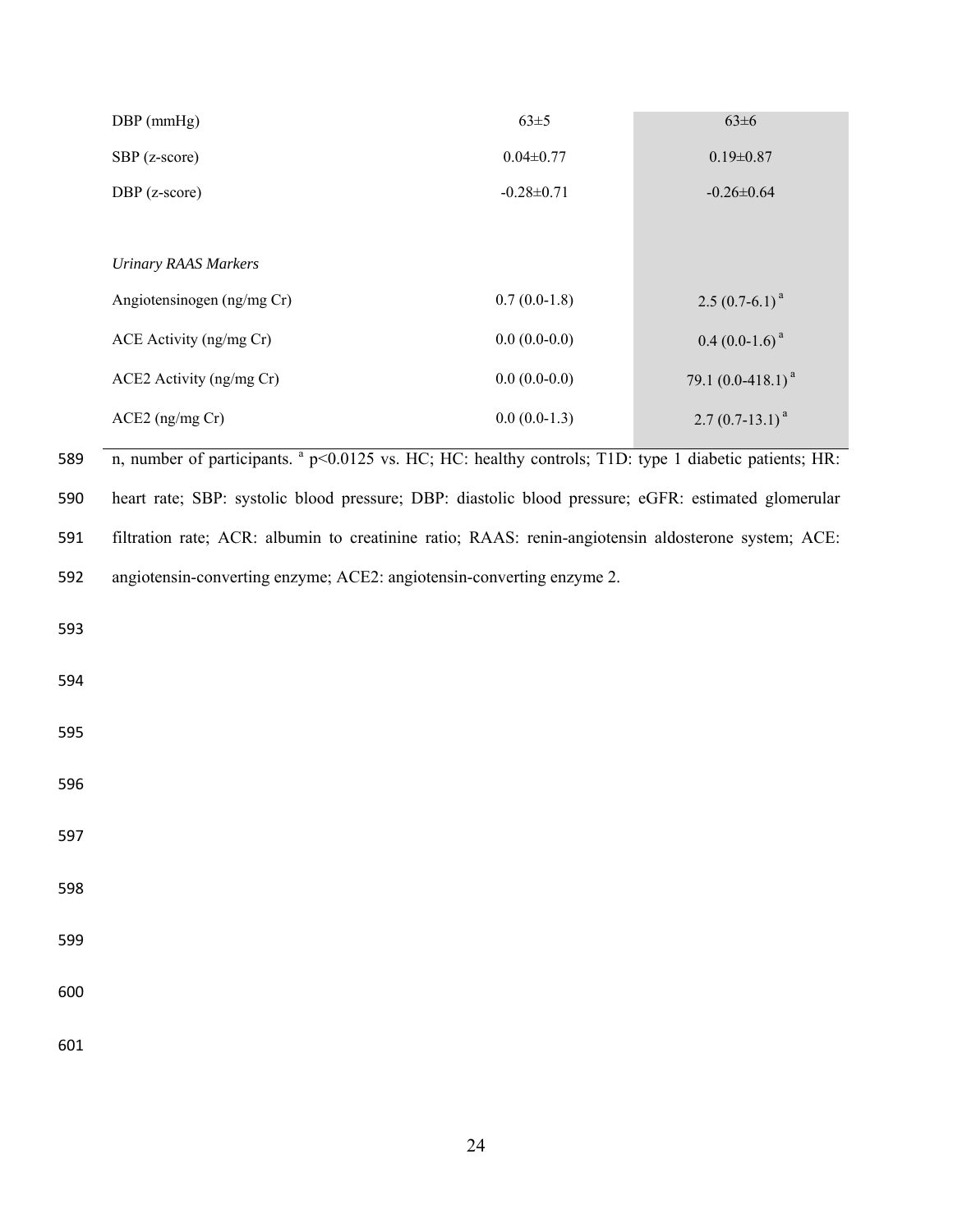| | | |
|---|---|---|
| DBP (mmHg) | 63±5 | 63±6 |
| SBP (z-score) | 0.04±0.77 | 0.19±0.87 |
| DBP (z-score) | -0.28±0.71 | -0.26±0.64 |
| | | |
| *Urinary RAAS Markers* | | |
| Angiotensinogen (ng/mg Cr) | 0.7 (0.0-1.8) | 2.5 (0.7-6.1) [a] |
| ACE Activity (ng/mg Cr) | 0.0 (0.0-0.0) | 0.4 (0.0-1.6) [a] |
| ACE2 Activity (ng/mg Cr) | 0.0 (0.0-0.0) | 79.1 (0.0-418.1) [a] |
| ACE2 (ng/mg Cr) | 0.0 (0.0-1.3) | 2.7 (0.7-13.1) [a] |

589 n, number of participants. [a] $p<0.0125$ vs. HC; HC: healthy controls; T1D: type 1 diabetic patients; HR:
590 heart rate; SBP: systolic blood pressure; DBP: diastolic blood pressure; eGFR: estimated glomerular
591 filtration rate; ACR: albumin to creatinine ratio; RAAS: renin-angiotensin aldosterone system; ACE:
592 angiotensin-converting enzyme; ACE2: angiotensin-converting enzyme 2.

593

594

595

596

597

598

599

600

601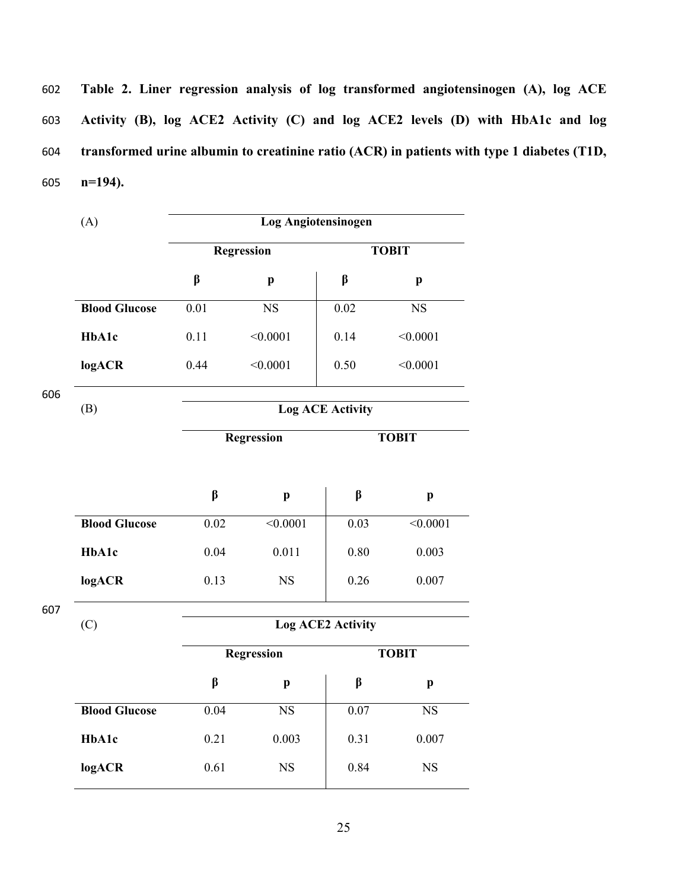**Table 2. Liner regression analysis of log transformed angiotensinogen (A), log ACE Activity (B), log ACE2 Activity (C) and log ACE2 levels (D) with HbA1c and log transformed urine albumin to creatinine ratio (ACR) in patients with type 1 diabetes (T1D, n=194).**

| (A) | Log Angiotensinogen | | | |
|---|---|---|---|---|
| | Regression | | TOBIT | |
| | β | p | β | p |
| **Blood Glucose** | 0.01 | NS | 0.02 | NS |
| **HbA1c** | 0.11 | <0.0001 | 0.14 | <0.0001 |
| **logACR** | 0.44 | <0.0001 | 0.50 | <0.0001 |

| (B) | Log ACE Activity | | | |
|---|---|---|---|---|
| | Regression | | TOBIT | |
| | β | p | β | p |
| **Blood Glucose** | 0.02 | <0.0001 | 0.03 | <0.0001 |
| **HbA1c** | 0.04 | 0.011 | 0.80 | 0.003 |
| **logACR** | 0.13 | NS | 0.26 | 0.007 |

| (C) | Log ACE2 Activity | | | |
|---|---|---|---|---|
| | Regression | | TOBIT | |
| | β | p | β | p |
| **Blood Glucose** | 0.04 | NS | 0.07 | NS |
| **HbA1c** | 0.21 | 0.003 | 0.31 | 0.007 |
| **logACR** | 0.61 | NS | 0.84 | NS |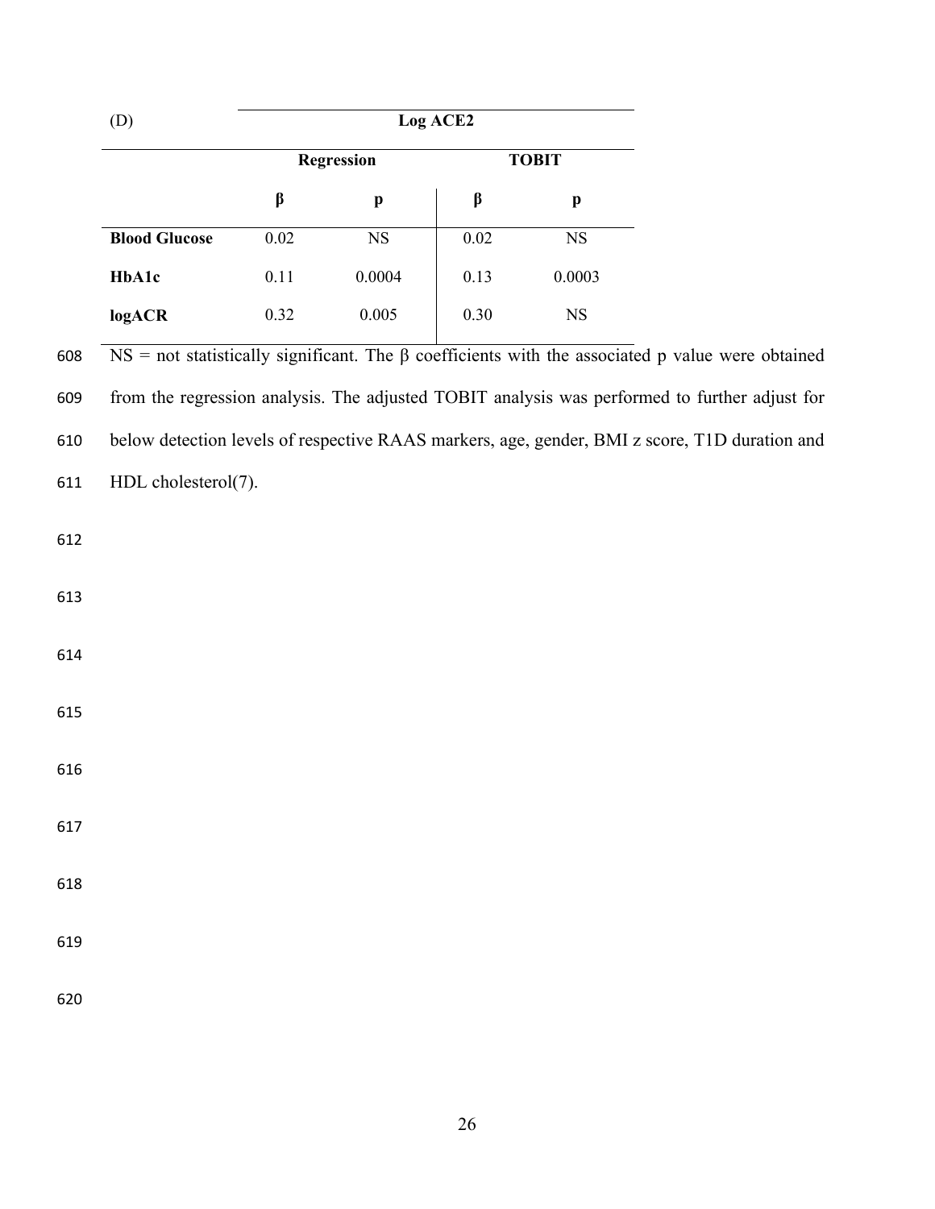| (D) | Log ACE2 | | | |
|---|---|---|---|---|
| | **Regression** | | **TOBIT** | |
| | **β** | **p** | **β** | **p** |
| **Blood Glucose** | 0.02 | NS | 0.02 | NS |
| **HbA1c** | 0.11 | 0.0004 | 0.13 | 0.0003 |
| **logACR** | 0.32 | 0.005 | 0.30 | NS |

NS = not statistically significant. The β coefficients with the associated p value were obtained from the regression analysis. The adjusted TOBIT analysis was performed to further adjust for below detection levels of respective RAAS markers, age, gender, BMI z score, T1D duration and HDL cholesterol(7).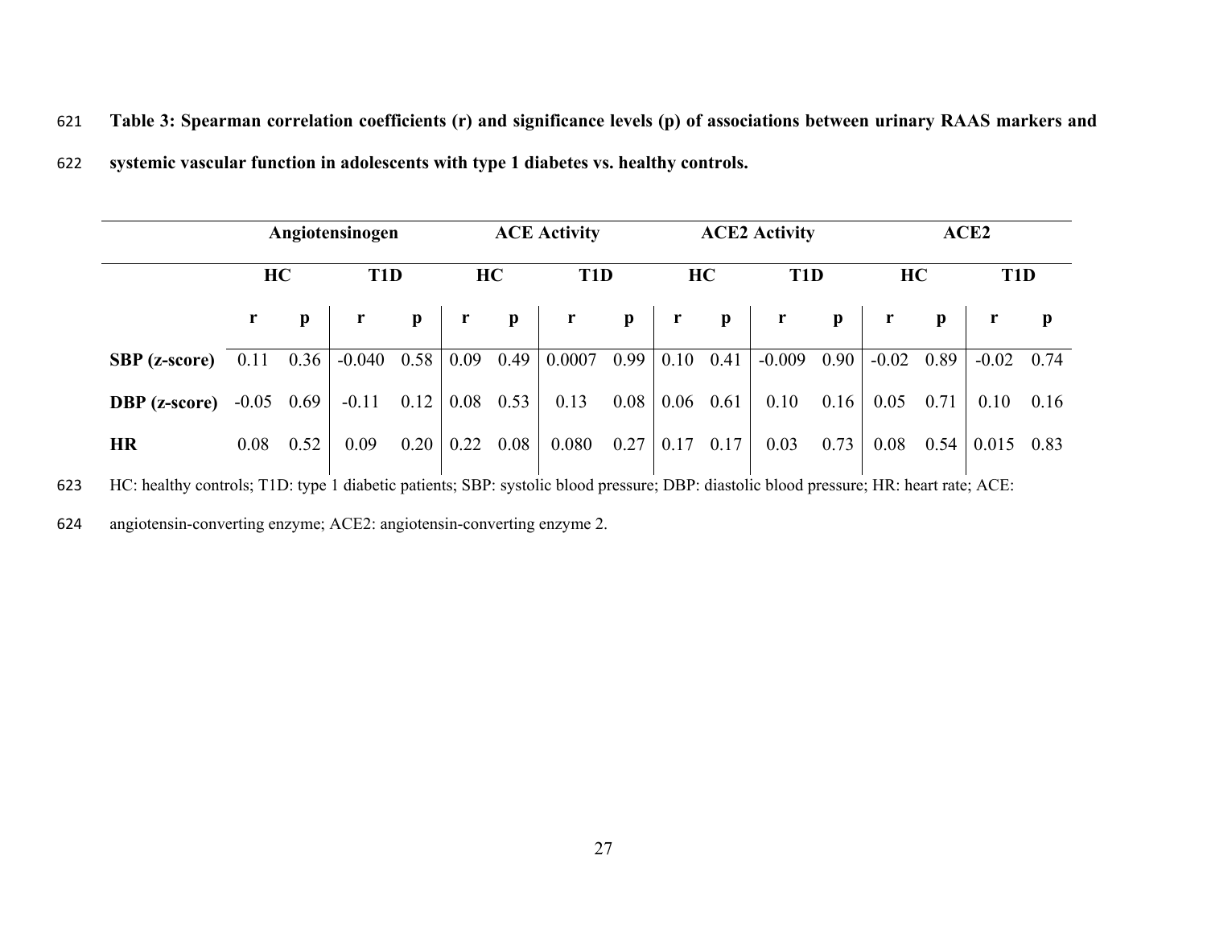**Table 3: Spearman correlation coefficients (r) and significance levels (p) of associations between urinary RAAS markers and systemic vascular function in adolescents with type 1 diabetes vs. healthy controls.**

| | Angiotensinogen | | | | ACE Activity | | | | ACE2 Activity | | | | ACE2 | | | |
|---|---|---|---|---|---|---|---|---|---|---|---|---|---|---|---|---|
| | HC | | T1D | | HC | | T1D | | HC | | T1D | | HC | | T1D | |
| | r | p | r | p | r | p | r | p | r | p | r | p | r | p | r | p |
| **SBP (z-score)** | 0.11 | 0.36 | -0.040 | 0.58 | 0.09 | 0.49 | 0.0007 | 0.99 | 0.10 | 0.41 | -0.009 | 0.90 | -0.02 | 0.89 | -0.02 | 0.74 |
| **DBP (z-score)** | -0.05 | 0.69 | -0.11 | 0.12 | 0.08 | 0.53 | 0.13 | 0.08 | 0.06 | 0.61 | 0.10 | 0.16 | 0.05 | 0.71 | 0.10 | 0.16 |
| **HR** | 0.08 | 0.52 | 0.09 | 0.20 | 0.22 | 0.08 | 0.080 | 0.27 | 0.17 | 0.17 | 0.03 | 0.73 | 0.08 | 0.54 | 0.015 | 0.83 |

HC: healthy controls; T1D: type 1 diabetic patients; SBP: systolic blood pressure; DBP: diastolic blood pressure; HR: heart rate; ACE: angiotensin-converting enzyme; ACE2: angiotensin-converting enzyme 2.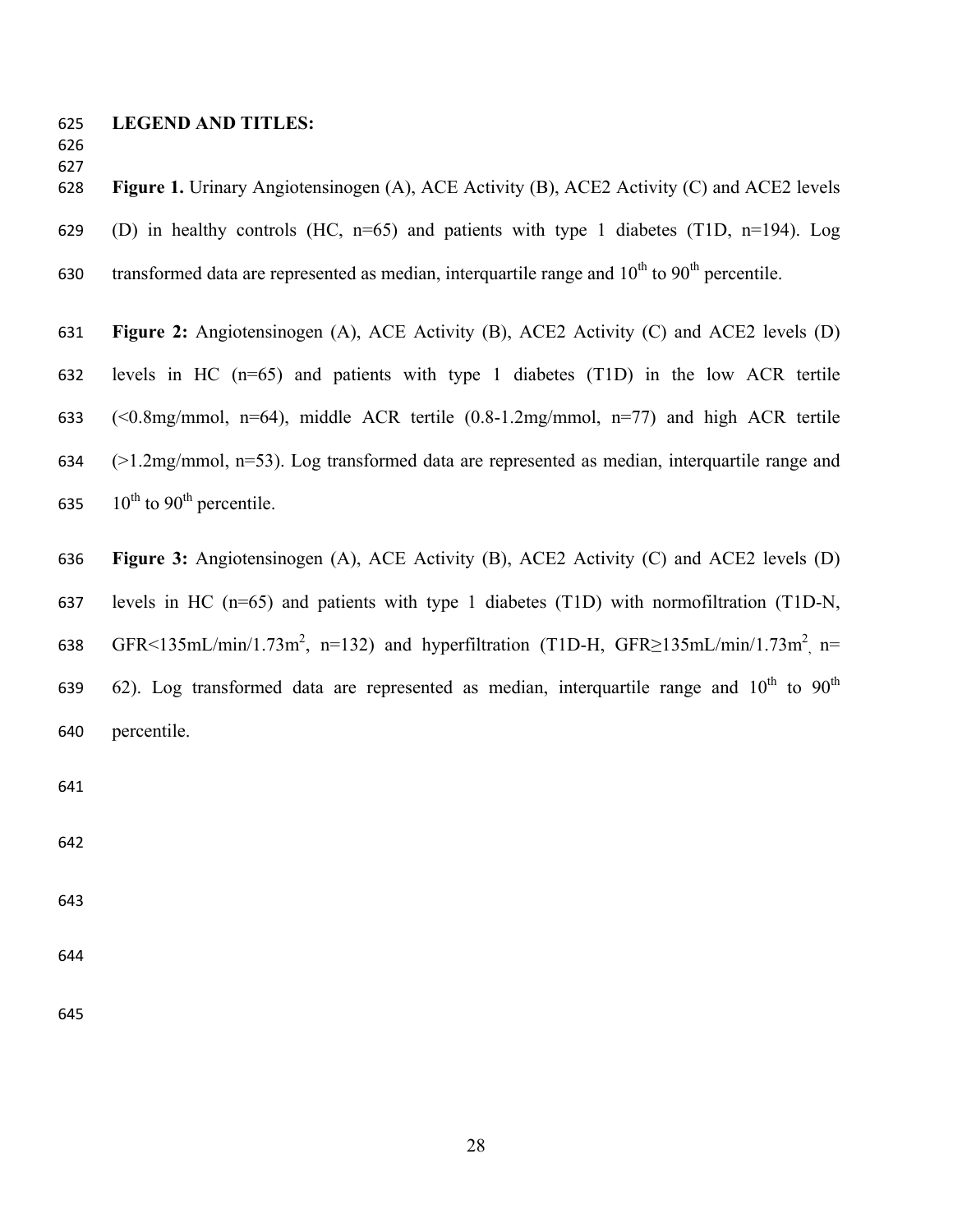**LEGEND AND TITLES:**

**Figure 1.** Urinary Angiotensinogen (A), ACE Activity (B), ACE2 Activity (C) and ACE2 levels (D) in healthy controls (HC, n=65) and patients with type 1 diabetes (T1D, n=194). Log transformed data are represented as median, interquartile range and $10^{th}$ to $90^{th}$ percentile.

**Figure 2:** Angiotensinogen (A), ACE Activity (B), ACE2 Activity (C) and ACE2 levels (D) levels in HC (n=65) and patients with type 1 diabetes (T1D) in the low ACR tertile (<0.8mg/mmol, n=64), middle ACR tertile (0.8-1.2mg/mmol, n=77) and high ACR tertile (>1.2mg/mmol, n=53). Log transformed data are represented as median, interquartile range and $10^{th}$ to $90^{th}$ percentile.

**Figure 3:** Angiotensinogen (A), ACE Activity (B), ACE2 Activity (C) and ACE2 levels (D) levels in HC (n=65) and patients with type 1 diabetes (T1D) with normofiltration (T1D-N, GFR<135mL/min/1.73m$^2$, n=132) and hyperfiltration (T1D-H, GFR≥135mL/min/1.73m$^2$, n= 62). Log transformed data are represented as median, interquartile range and $10^{th}$ to $90^{th}$ percentile.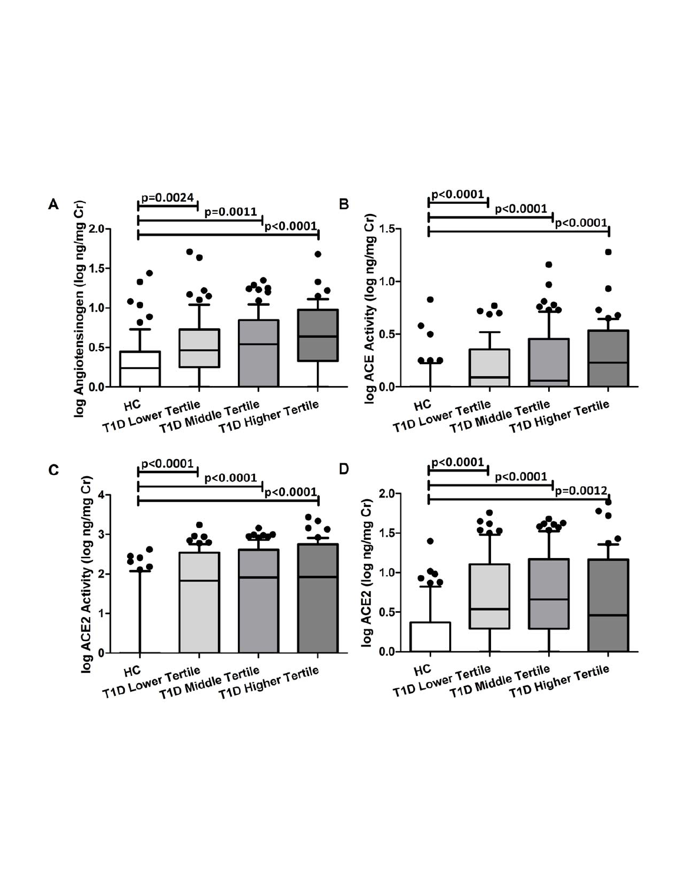**A**

p=0.0024

p=0.0011

p<0.0001

log Angiotensinogen (log ng/mg Cr)

2.0, 1.5, 1.0, 0.5, 0.0

HC, T1D Lower Tertile, T1D Middle Tertile, T1D Higher Tertile

**B**

p<0.0001

p<0.0001

p<0.0001

log ACE Activity (log ng/mg Cr)

1.5, 1.0, 0.5, 0.0

HC, T1D Lower Tertile, T1D Middle Tertile, T1D Higher Tertile

**C**

p<0.0001

p<0.0001

p<0.0001

log ACE2 Activity (log ng/mg Cr)

4, 3, 2, 1, 0

HC, T1D Lower Tertile, T1D Middle Tertile, T1D Higher Tertile

**D**

p<0.0001

p<0.0001

p=0.0012

log ACE2 (log ng/mg Cr)

2.0, 1.5, 1.0, 0.5, 0.0

HC, T1D Lower Tertile, T1D Middle Tertile, T1D Higher Tertile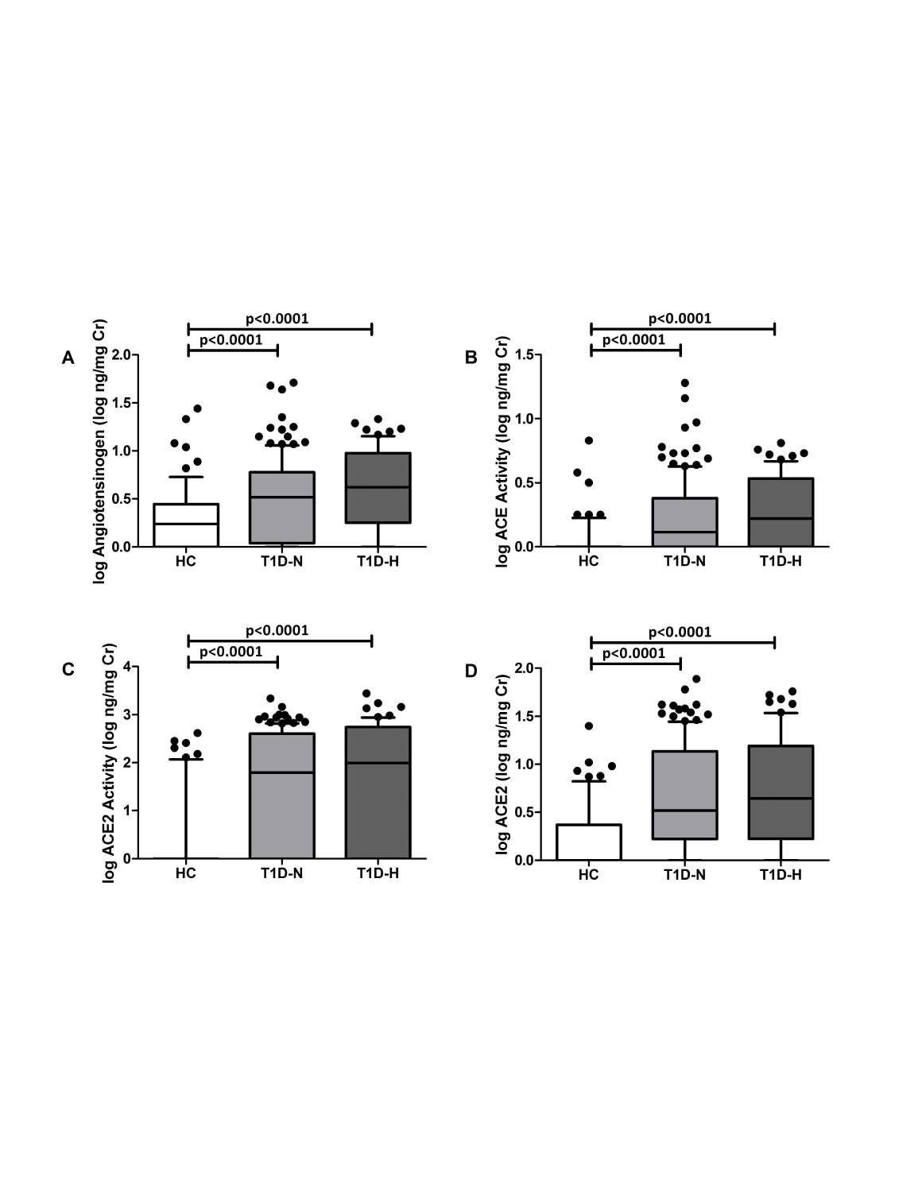A

p<0.0001

p<0.0001

log Angiotensinogen (log ng/mg Cr)

2.0

1.5

1.0

0.5

0.0

HC

T1D-N

T1D-H

B

p<0.0001

p<0.0001

log ACE Activity (log ng/mg Cr)

1.5

1.0

0.5

0.0

HC

T1D-N

T1D-H

C

p<0.0001

p<0.0001

log ACE2 Activity (log ng/mg Cr)

4

3

2

1

0

HC

T1D-N

T1D-H

D

p<0.0001

p<0.0001

log ACE2 (log ng/mg Cr)

2.0

1.5

1.0

0.5

0.0

HC

T1D-N

T1D-H